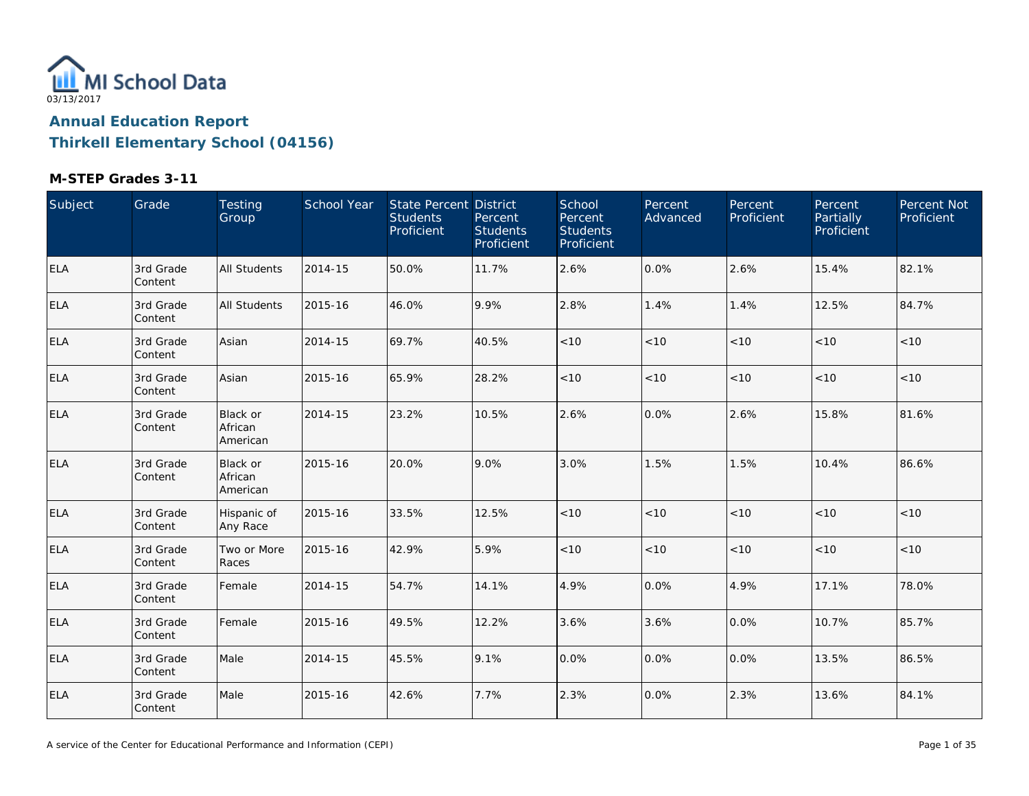MI School Data
03/13/2017

# Annual Education Report

# Thirkell Elementary School (04156)

## M-STEP Grades 3-11

| Subject | Grade | Testing Group | School Year | State Percent Students Proficient | District Percent Students Proficient | School Percent Students Proficient | Percent Advanced | Percent Proficient | Percent Partially Proficient | Percent Not Proficient |
|---|---|---|---|---|---|---|---|---|---|---|
| ELA | 3rd Grade Content | All Students | 2014-15 | 50.0% | 11.7% | 2.6% | 0.0% | 2.6% | 15.4% | 82.1% |
| ELA | 3rd Grade Content | All Students | 2015-16 | 46.0% | 9.9% | 2.8% | 1.4% | 1.4% | 12.5% | 84.7% |
| ELA | 3rd Grade Content | Asian | 2014-15 | 69.7% | 40.5% | <10 | <10 | <10 | <10 | <10 |
| ELA | 3rd Grade Content | Asian | 2015-16 | 65.9% | 28.2% | <10 | <10 | <10 | <10 | <10 |
| ELA | 3rd Grade Content | Black or African American | 2014-15 | 23.2% | 10.5% | 2.6% | 0.0% | 2.6% | 15.8% | 81.6% |
| ELA | 3rd Grade Content | Black or African American | 2015-16 | 20.0% | 9.0% | 3.0% | 1.5% | 1.5% | 10.4% | 86.6% |
| ELA | 3rd Grade Content | Hispanic of Any Race | 2015-16 | 33.5% | 12.5% | <10 | <10 | <10 | <10 | <10 |
| ELA | 3rd Grade Content | Two or More Races | 2015-16 | 42.9% | 5.9% | <10 | <10 | <10 | <10 | <10 |
| ELA | 3rd Grade Content | Female | 2014-15 | 54.7% | 14.1% | 4.9% | 0.0% | 4.9% | 17.1% | 78.0% |
| ELA | 3rd Grade Content | Female | 2015-16 | 49.5% | 12.2% | 3.6% | 3.6% | 0.0% | 10.7% | 85.7% |
| ELA | 3rd Grade Content | Male | 2014-15 | 45.5% | 9.1% | 0.0% | 0.0% | 0.0% | 13.5% | 86.5% |
| ELA | 3rd Grade Content | Male | 2015-16 | 42.6% | 7.7% | 2.3% | 0.0% | 2.3% | 13.6% | 84.1% |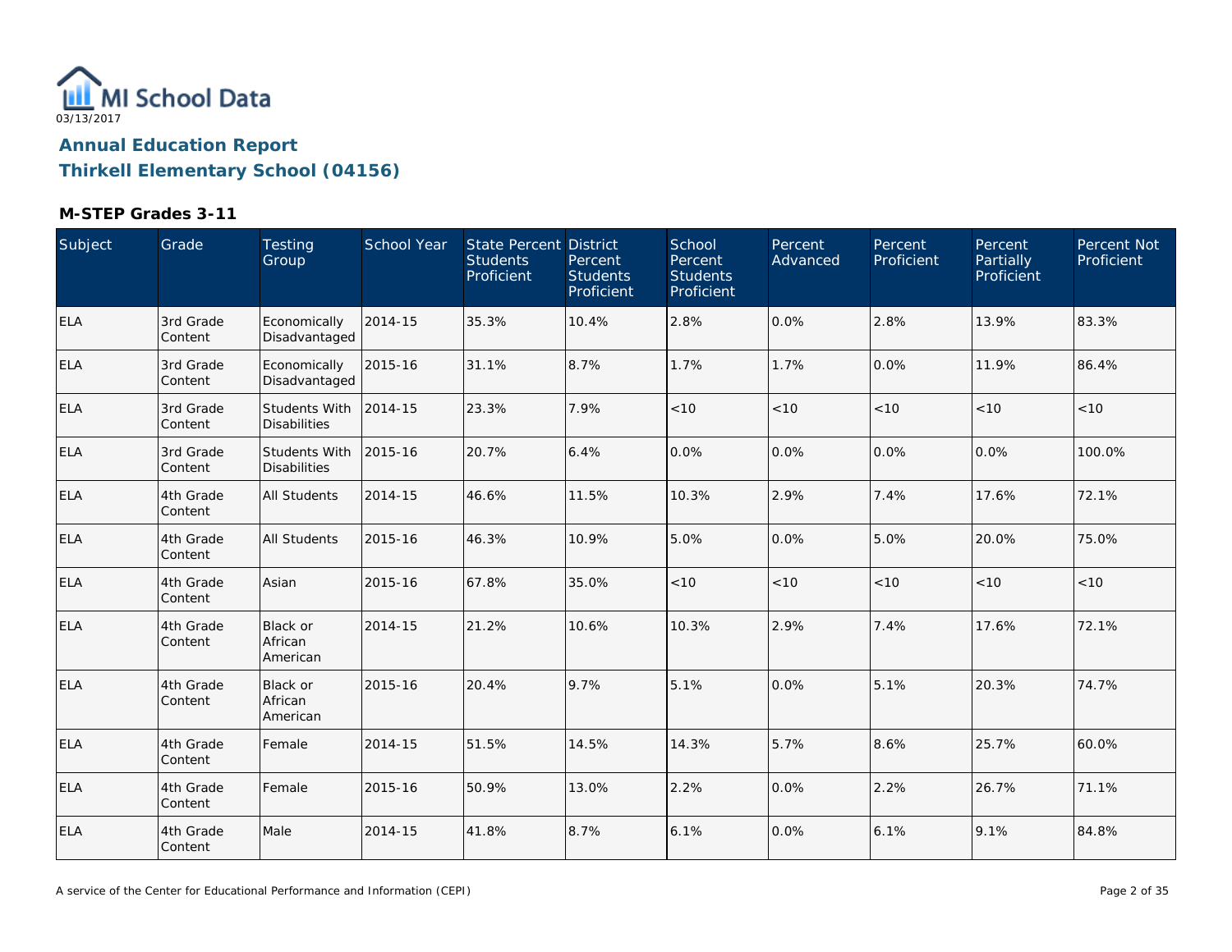# Annual Education Report
## Thirkell Elementary School (04156)

03/13/2017

### M-STEP Grades 3-11

| Subject | Grade | Testing Group | School Year | State Percent Students Proficient | District Percent Students Proficient | School Percent Students Proficient | Percent Advanced | Percent Proficient | Percent Partially Proficient | Percent Not Proficient |
|---|---|---|---|---|---|---|---|---|---|---|
| ELA | 3rd Grade Content | Economically Disadvantaged | 2014-15 | 35.3% | 10.4% | 2.8% | 0.0% | 2.8% | 13.9% | 83.3% |
| ELA | 3rd Grade Content | Economically Disadvantaged | 2015-16 | 31.1% | 8.7% | 1.7% | 1.7% | 0.0% | 11.9% | 86.4% |
| ELA | 3rd Grade Content | Students With Disabilities | 2014-15 | 23.3% | 7.9% | <10 | <10 | <10 | <10 | <10 |
| ELA | 3rd Grade Content | Students With Disabilities | 2015-16 | 20.7% | 6.4% | 0.0% | 0.0% | 0.0% | 0.0% | 100.0% |
| ELA | 4th Grade Content | All Students | 2014-15 | 46.6% | 11.5% | 10.3% | 2.9% | 7.4% | 17.6% | 72.1% |
| ELA | 4th Grade Content | All Students | 2015-16 | 46.3% | 10.9% | 5.0% | 0.0% | 5.0% | 20.0% | 75.0% |
| ELA | 4th Grade Content | Asian | 2015-16 | 67.8% | 35.0% | <10 | <10 | <10 | <10 | <10 |
| ELA | 4th Grade Content | Black or African American | 2014-15 | 21.2% | 10.6% | 10.3% | 2.9% | 7.4% | 17.6% | 72.1% |
| ELA | 4th Grade Content | Black or African American | 2015-16 | 20.4% | 9.7% | 5.1% | 0.0% | 5.1% | 20.3% | 74.7% |
| ELA | 4th Grade Content | Female | 2014-15 | 51.5% | 14.5% | 14.3% | 5.7% | 8.6% | 25.7% | 60.0% |
| ELA | 4th Grade Content | Female | 2015-16 | 50.9% | 13.0% | 2.2% | 0.0% | 2.2% | 26.7% | 71.1% |
| ELA | 4th Grade Content | Male | 2014-15 | 41.8% | 8.7% | 6.1% | 0.0% | 6.1% | 9.1% | 84.8% |

A service of the Center for Educational Performance and Information (CEPI)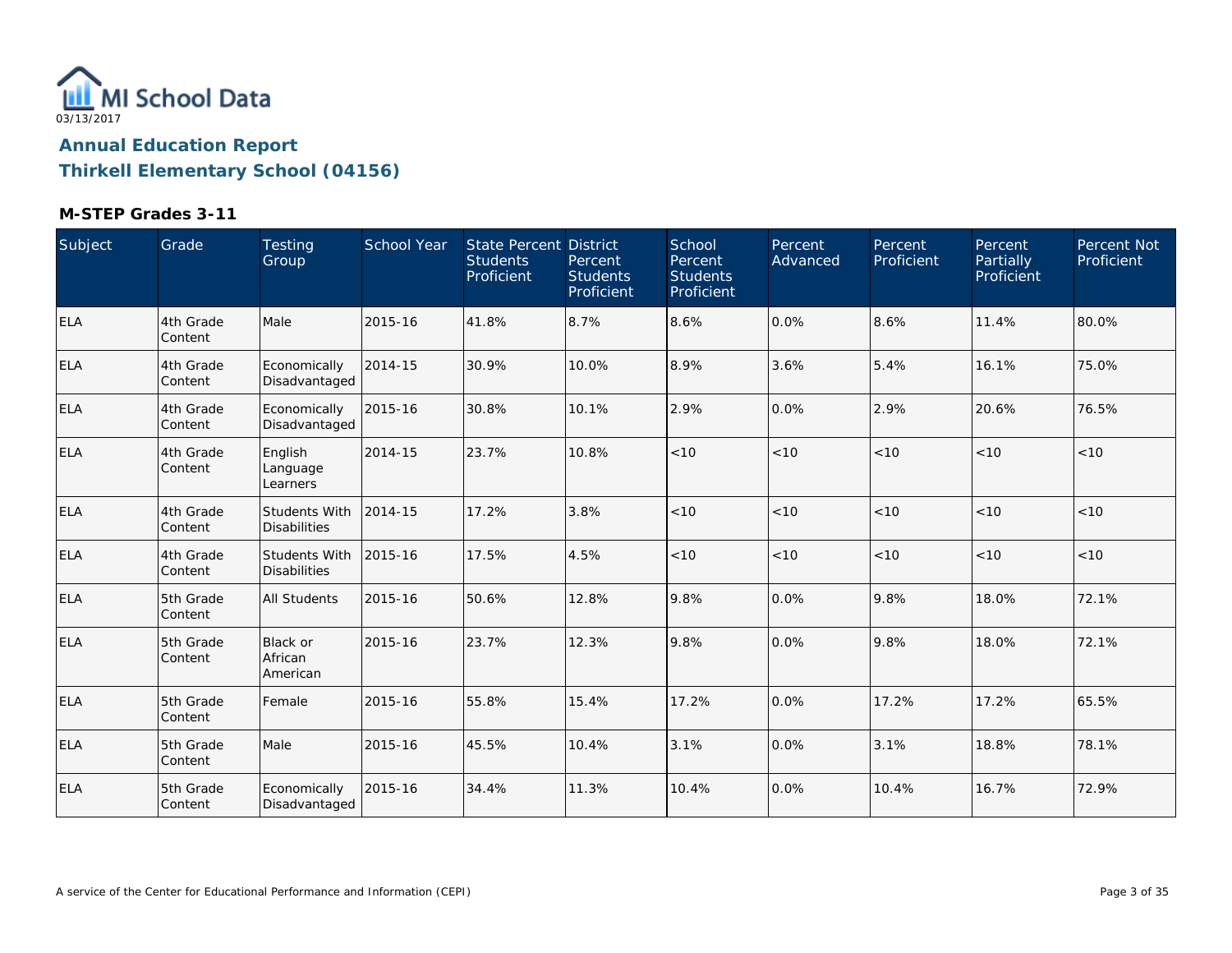MI School Data

03/13/2017

## Annual Education Report

## Thirkell Elementary School (04156)

### M-STEP Grades 3-11

| Subject | Grade | Testing Group | School Year | State Percent Students Proficient | District Percent Students Proficient | School Percent Students Proficient | Percent Advanced | Percent Proficient | Percent Partially Proficient | Percent Not Proficient |
|---|---|---|---|---|---|---|---|---|---|---|
| ELA | 4th Grade Content | Male | 2015-16 | 41.8% | 8.7% | 8.6% | 0.0% | 8.6% | 11.4% | 80.0% |
| ELA | 4th Grade Content | Economically Disadvantaged | 2014-15 | 30.9% | 10.0% | 8.9% | 3.6% | 5.4% | 16.1% | 75.0% |
| ELA | 4th Grade Content | Economically Disadvantaged | 2015-16 | 30.8% | 10.1% | 2.9% | 0.0% | 2.9% | 20.6% | 76.5% |
| ELA | 4th Grade Content | English Language Learners | 2014-15 | 23.7% | 10.8% | <10 | <10 | <10 | <10 | <10 |
| ELA | 4th Grade Content | Students With Disabilities | 2014-15 | 17.2% | 3.8% | <10 | <10 | <10 | <10 | <10 |
| ELA | 4th Grade Content | Students With Disabilities | 2015-16 | 17.5% | 4.5% | <10 | <10 | <10 | <10 | <10 |
| ELA | 5th Grade Content | All Students | 2015-16 | 50.6% | 12.8% | 9.8% | 0.0% | 9.8% | 18.0% | 72.1% |
| ELA | 5th Grade Content | Black or African American | 2015-16 | 23.7% | 12.3% | 9.8% | 0.0% | 9.8% | 18.0% | 72.1% |
| ELA | 5th Grade Content | Female | 2015-16 | 55.8% | 15.4% | 17.2% | 0.0% | 17.2% | 17.2% | 65.5% |
| ELA | 5th Grade Content | Male | 2015-16 | 45.5% | 10.4% | 3.1% | 0.0% | 3.1% | 18.8% | 78.1% |
| ELA | 5th Grade Content | Economically Disadvantaged | 2015-16 | 34.4% | 11.3% | 10.4% | 0.0% | 10.4% | 16.7% | 72.9% |

A service of the Center for Educational Performance and Information (CEPI)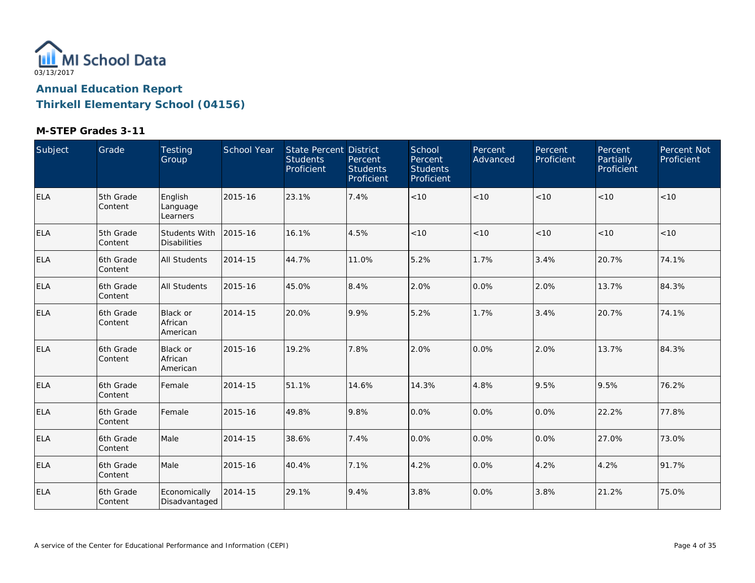MI School Data
03/13/2017

## Annual Education Report
## Thirkell Elementary School (04156)

### M-STEP Grades 3-11

| Subject | Grade | Testing Group | School Year | State Percent Students Proficient | District Percent Students Proficient | School Percent Students Proficient | Percent Advanced | Percent Proficient | Percent Partially Proficient | Percent Not Proficient |
|---|---|---|---|---|---|---|---|---|---|---|
| ELA | 5th Grade Content | English Language Learners | 2015-16 | 23.1% | 7.4% | <10 | <10 | <10 | <10 | <10 |
| ELA | 5th Grade Content | Students With Disabilities | 2015-16 | 16.1% | 4.5% | <10 | <10 | <10 | <10 | <10 |
| ELA | 6th Grade Content | All Students | 2014-15 | 44.7% | 11.0% | 5.2% | 1.7% | 3.4% | 20.7% | 74.1% |
| ELA | 6th Grade Content | All Students | 2015-16 | 45.0% | 8.4% | 2.0% | 0.0% | 2.0% | 13.7% | 84.3% |
| ELA | 6th Grade Content | Black or African American | 2014-15 | 20.0% | 9.9% | 5.2% | 1.7% | 3.4% | 20.7% | 74.1% |
| ELA | 6th Grade Content | Black or African American | 2015-16 | 19.2% | 7.8% | 2.0% | 0.0% | 2.0% | 13.7% | 84.3% |
| ELA | 6th Grade Content | Female | 2014-15 | 51.1% | 14.6% | 14.3% | 4.8% | 9.5% | 9.5% | 76.2% |
| ELA | 6th Grade Content | Female | 2015-16 | 49.8% | 9.8% | 0.0% | 0.0% | 0.0% | 22.2% | 77.8% |
| ELA | 6th Grade Content | Male | 2014-15 | 38.6% | 7.4% | 0.0% | 0.0% | 0.0% | 27.0% | 73.0% |
| ELA | 6th Grade Content | Male | 2015-16 | 40.4% | 7.1% | 4.2% | 0.0% | 4.2% | 4.2% | 91.7% |
| ELA | 6th Grade Content | Economically Disadvantaged | 2014-15 | 29.1% | 9.4% | 3.8% | 0.0% | 3.8% | 21.2% | 75.0% |

A service of the Center for Educational Performance and Information (CEPI)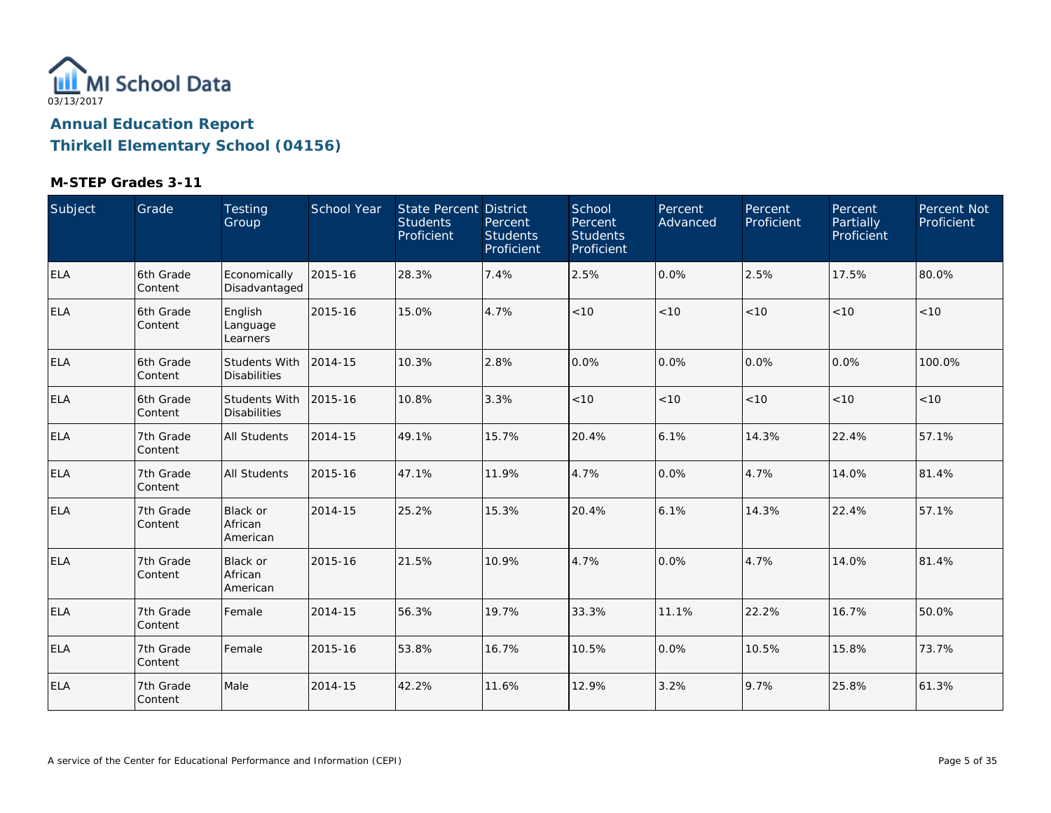MI School Data

03/13/2017

## Annual Education Report

## Thirkell Elementary School (04156)

### M-STEP Grades 3-11

| Subject | Grade | Testing Group | School Year | State Percent Students Proficient | District Percent Students Proficient | School Percent Students Proficient | Percent Advanced | Percent Proficient | Percent Partially Proficient | Percent Not Proficient |
|---|---|---|---|---|---|---|---|---|---|---|
| ELA | 6th Grade Content | Economically Disadvantaged | 2015-16 | 28.3% | 7.4% | 2.5% | 0.0% | 2.5% | 17.5% | 80.0% |
| ELA | 6th Grade Content | English Language Learners | 2015-16 | 15.0% | 4.7% | <10 | <10 | <10 | <10 | <10 |
| ELA | 6th Grade Content | Students With Disabilities | 2014-15 | 10.3% | 2.8% | 0.0% | 0.0% | 0.0% | 0.0% | 100.0% |
| ELA | 6th Grade Content | Students With Disabilities | 2015-16 | 10.8% | 3.3% | <10 | <10 | <10 | <10 | <10 |
| ELA | 7th Grade Content | All Students | 2014-15 | 49.1% | 15.7% | 20.4% | 6.1% | 14.3% | 22.4% | 57.1% |
| ELA | 7th Grade Content | All Students | 2015-16 | 47.1% | 11.9% | 4.7% | 0.0% | 4.7% | 14.0% | 81.4% |
| ELA | 7th Grade Content | Black or African American | 2014-15 | 25.2% | 15.3% | 20.4% | 6.1% | 14.3% | 22.4% | 57.1% |
| ELA | 7th Grade Content | Black or African American | 2015-16 | 21.5% | 10.9% | 4.7% | 0.0% | 4.7% | 14.0% | 81.4% |
| ELA | 7th Grade Content | Female | 2014-15 | 56.3% | 19.7% | 33.3% | 11.1% | 22.2% | 16.7% | 50.0% |
| ELA | 7th Grade Content | Female | 2015-16 | 53.8% | 16.7% | 10.5% | 0.0% | 10.5% | 15.8% | 73.7% |
| ELA | 7th Grade Content | Male | 2014-15 | 42.2% | 11.6% | 12.9% | 3.2% | 9.7% | 25.8% | 61.3% |

A service of the Center for Educational Performance and Information (CEPI)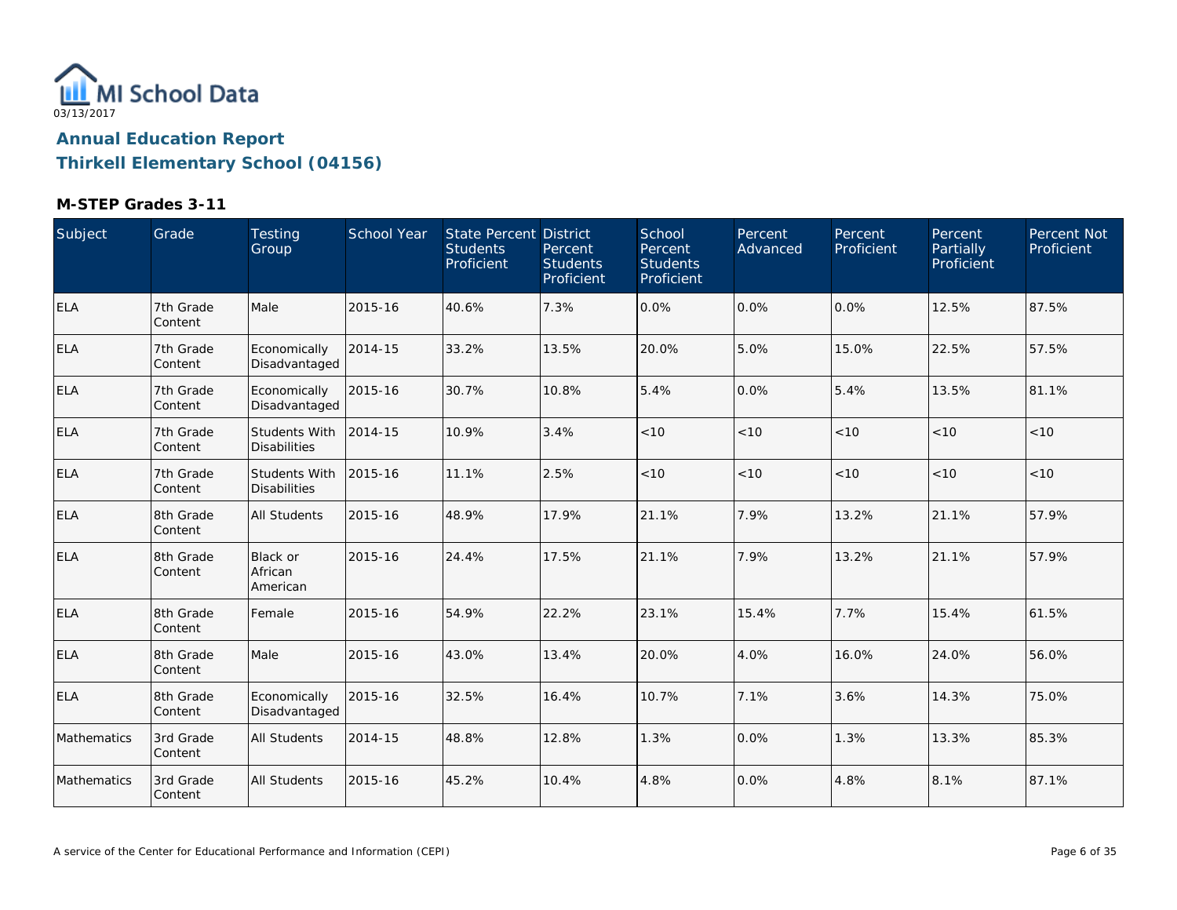MI School Data
03/13/2017

# Annual Education Report

## Thirkell Elementary School (04156)

### M-STEP Grades 3-11

| Subject | Grade | Testing Group | School Year | State Percent Students Proficient | District Percent Students Proficient | School Percent Students Proficient | Percent Advanced | Percent Proficient | Percent Partially Proficient | Percent Not Proficient |
|---|---|---|---|---|---|---|---|---|---|---|
| ELA | 7th Grade Content | Male | 2015-16 | 40.6% | 7.3% | 0.0% | 0.0% | 0.0% | 12.5% | 87.5% |
| ELA | 7th Grade Content | Economically Disadvantaged | 2014-15 | 33.2% | 13.5% | 20.0% | 5.0% | 15.0% | 22.5% | 57.5% |
| ELA | 7th Grade Content | Economically Disadvantaged | 2015-16 | 30.7% | 10.8% | 5.4% | 0.0% | 5.4% | 13.5% | 81.1% |
| ELA | 7th Grade Content | Students With Disabilities | 2014-15 | 10.9% | 3.4% | <10 | <10 | <10 | <10 | <10 |
| ELA | 7th Grade Content | Students With Disabilities | 2015-16 | 11.1% | 2.5% | <10 | <10 | <10 | <10 | <10 |
| ELA | 8th Grade Content | All Students | 2015-16 | 48.9% | 17.9% | 21.1% | 7.9% | 13.2% | 21.1% | 57.9% |
| ELA | 8th Grade Content | Black or African American | 2015-16 | 24.4% | 17.5% | 21.1% | 7.9% | 13.2% | 21.1% | 57.9% |
| ELA | 8th Grade Content | Female | 2015-16 | 54.9% | 22.2% | 23.1% | 15.4% | 7.7% | 15.4% | 61.5% |
| ELA | 8th Grade Content | Male | 2015-16 | 43.0% | 13.4% | 20.0% | 4.0% | 16.0% | 24.0% | 56.0% |
| ELA | 8th Grade Content | Economically Disadvantaged | 2015-16 | 32.5% | 16.4% | 10.7% | 7.1% | 3.6% | 14.3% | 75.0% |
| Mathematics | 3rd Grade Content | All Students | 2014-15 | 48.8% | 12.8% | 1.3% | 0.0% | 1.3% | 13.3% | 85.3% |
| Mathematics | 3rd Grade Content | All Students | 2015-16 | 45.2% | 10.4% | 4.8% | 0.0% | 4.8% | 8.1% | 87.1% |

A service of the Center for Educational Performance and Information (CEPI)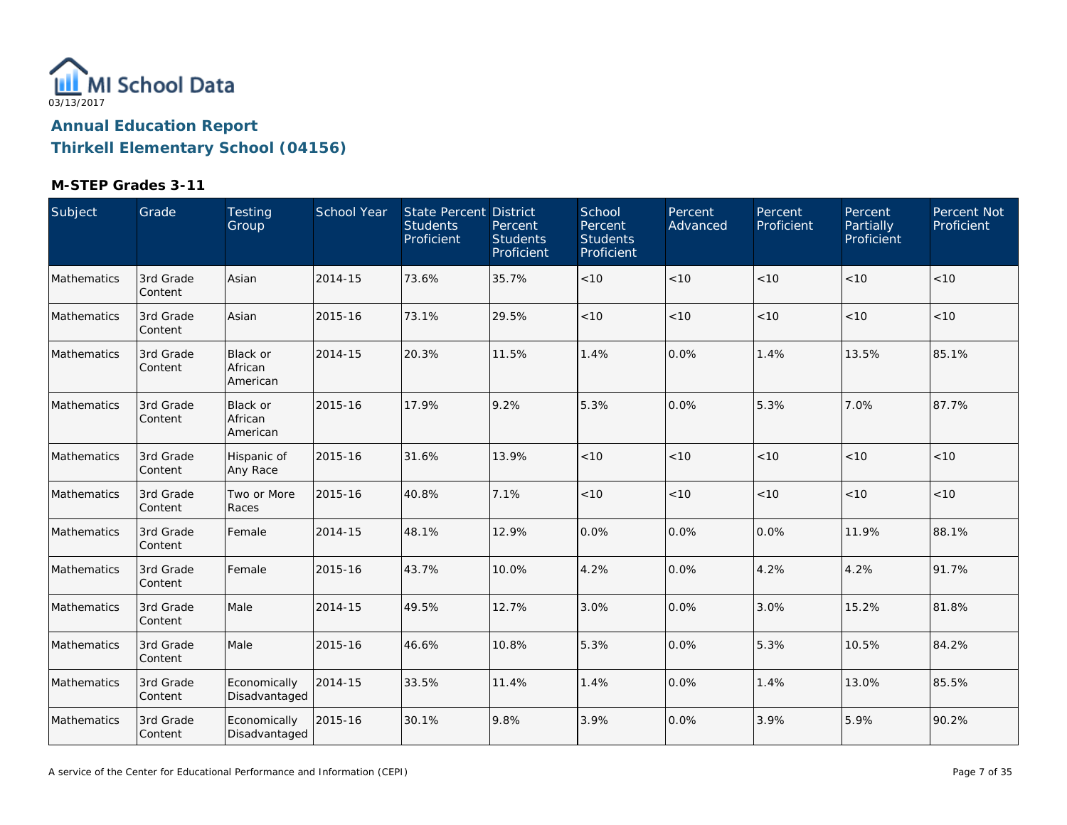MI School Data
03/13/2017

## Annual Education Report
## Thirkell Elementary School (04156)

### M-STEP Grades 3-11

| Subject | Grade | Testing Group | School Year | State Percent Students Proficient | District Percent Students Proficient | School Percent Students Proficient | Percent Advanced | Percent Proficient | Percent Partially Proficient | Percent Not Proficient |
|---|---|---|---|---|---|---|---|---|---|---|
| Mathematics | 3rd Grade Content | Asian | 2014-15 | 73.6% | 35.7% | <10 | <10 | <10 | <10 | <10 |
| Mathematics | 3rd Grade Content | Asian | 2015-16 | 73.1% | 29.5% | <10 | <10 | <10 | <10 | <10 |
| Mathematics | 3rd Grade Content | Black or African American | 2014-15 | 20.3% | 11.5% | 1.4% | 0.0% | 1.4% | 13.5% | 85.1% |
| Mathematics | 3rd Grade Content | Black or African American | 2015-16 | 17.9% | 9.2% | 5.3% | 0.0% | 5.3% | 7.0% | 87.7% |
| Mathematics | 3rd Grade Content | Hispanic of Any Race | 2015-16 | 31.6% | 13.9% | <10 | <10 | <10 | <10 | <10 |
| Mathematics | 3rd Grade Content | Two or More Races | 2015-16 | 40.8% | 7.1% | <10 | <10 | <10 | <10 | <10 |
| Mathematics | 3rd Grade Content | Female | 2014-15 | 48.1% | 12.9% | 0.0% | 0.0% | 0.0% | 11.9% | 88.1% |
| Mathematics | 3rd Grade Content | Female | 2015-16 | 43.7% | 10.0% | 4.2% | 0.0% | 4.2% | 4.2% | 91.7% |
| Mathematics | 3rd Grade Content | Male | 2014-15 | 49.5% | 12.7% | 3.0% | 0.0% | 3.0% | 15.2% | 81.8% |
| Mathematics | 3rd Grade Content | Male | 2015-16 | 46.6% | 10.8% | 5.3% | 0.0% | 5.3% | 10.5% | 84.2% |
| Mathematics | 3rd Grade Content | Economically Disadvantaged | 2014-15 | 33.5% | 11.4% | 1.4% | 0.0% | 1.4% | 13.0% | 85.5% |
| Mathematics | 3rd Grade Content | Economically Disadvantaged | 2015-16 | 30.1% | 9.8% | 3.9% | 0.0% | 3.9% | 5.9% | 90.2% |

A service of the Center for Educational Performance and Information (CEPI)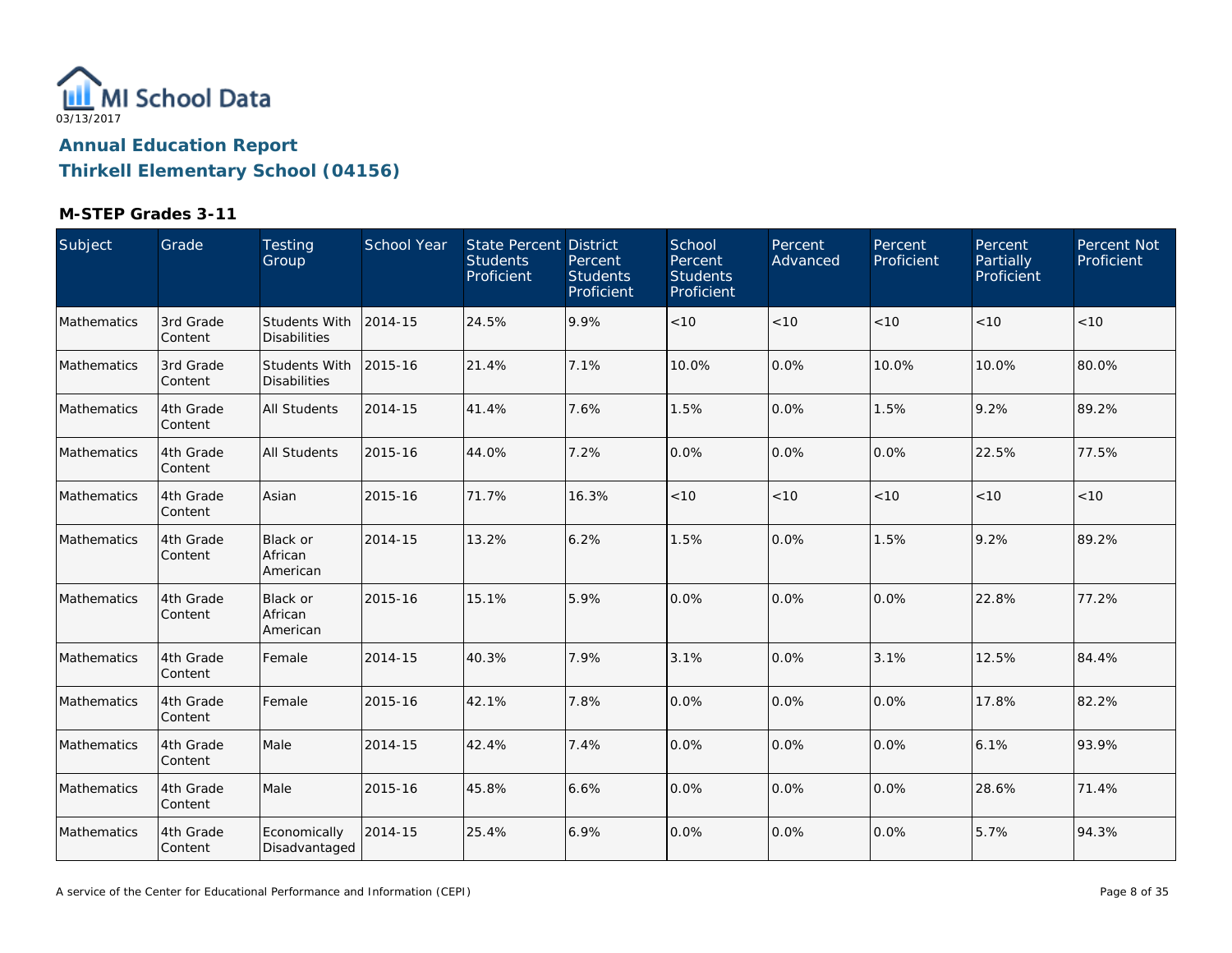03/13/2017

# Annual Education Report

## Thirkell Elementary School (04156)

### M-STEP Grades 3-11

| Subject | Grade | Testing Group | School Year | State Percent Students Proficient | District Percent Students Proficient | School Percent Students Proficient | Percent Advanced | Percent Proficient | Percent Partially Proficient | Percent Not Proficient |
|---|---|---|---|---|---|---|---|---|---|---|
| Mathematics | 3rd Grade Content | Students With Disabilities | 2014-15 | 24.5% | 9.9% | <10 | <10 | <10 | <10 | <10 |
| Mathematics | 3rd Grade Content | Students With Disabilities | 2015-16 | 21.4% | 7.1% | 10.0% | 0.0% | 10.0% | 10.0% | 80.0% |
| Mathematics | 4th Grade Content | All Students | 2014-15 | 41.4% | 7.6% | 1.5% | 0.0% | 1.5% | 9.2% | 89.2% |
| Mathematics | 4th Grade Content | All Students | 2015-16 | 44.0% | 7.2% | 0.0% | 0.0% | 0.0% | 22.5% | 77.5% |
| Mathematics | 4th Grade Content | Asian | 2015-16 | 71.7% | 16.3% | <10 | <10 | <10 | <10 | <10 |
| Mathematics | 4th Grade Content | Black or African American | 2014-15 | 13.2% | 6.2% | 1.5% | 0.0% | 1.5% | 9.2% | 89.2% |
| Mathematics | 4th Grade Content | Black or African American | 2015-16 | 15.1% | 5.9% | 0.0% | 0.0% | 0.0% | 22.8% | 77.2% |
| Mathematics | 4th Grade Content | Female | 2014-15 | 40.3% | 7.9% | 3.1% | 0.0% | 3.1% | 12.5% | 84.4% |
| Mathematics | 4th Grade Content | Female | 2015-16 | 42.1% | 7.8% | 0.0% | 0.0% | 0.0% | 17.8% | 82.2% |
| Mathematics | 4th Grade Content | Male | 2014-15 | 42.4% | 7.4% | 0.0% | 0.0% | 0.0% | 6.1% | 93.9% |
| Mathematics | 4th Grade Content | Male | 2015-16 | 45.8% | 6.6% | 0.0% | 0.0% | 0.0% | 28.6% | 71.4% |
| Mathematics | 4th Grade Content | Economically Disadvantaged | 2014-15 | 25.4% | 6.9% | 0.0% | 0.0% | 0.0% | 5.7% | 94.3% |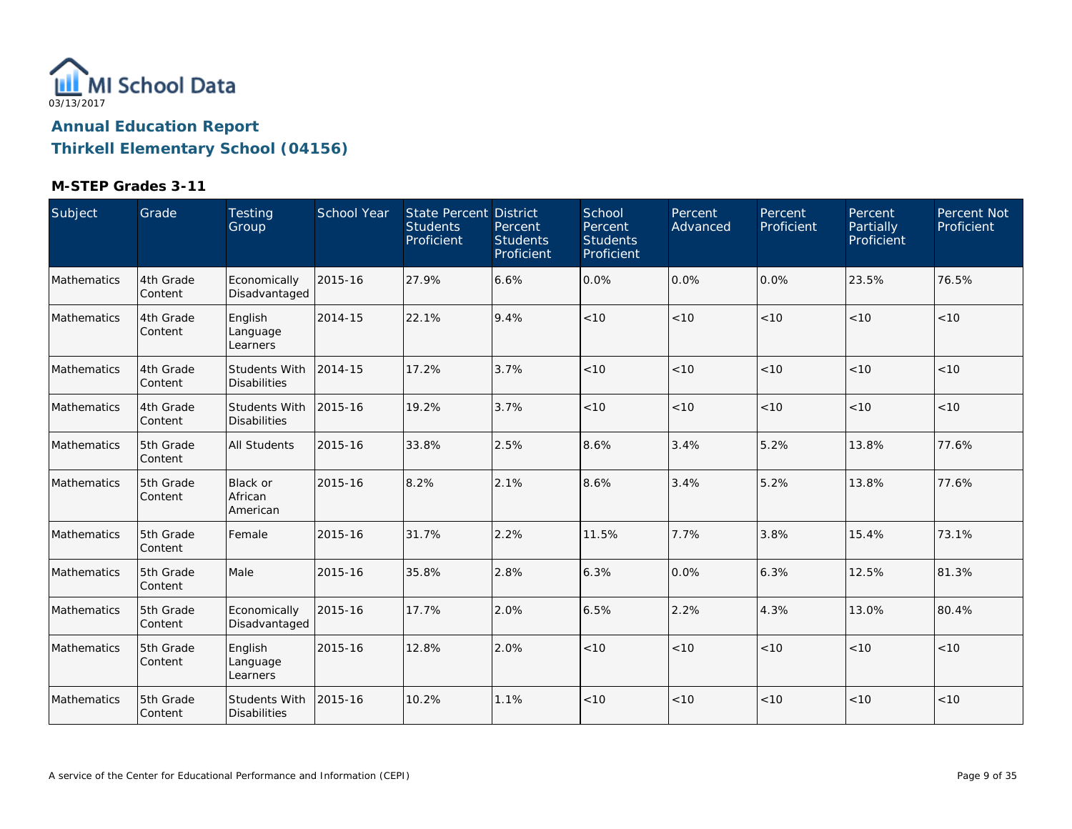MI School Data

03/13/2017

## Annual Education Report

## Thirkell Elementary School (04156)

### M-STEP Grades 3-11

| Subject | Grade | Testing Group | School Year | State Percent Students Proficient | District Percent Students Proficient | School Percent Students Proficient | Percent Advanced | Percent Proficient | Percent Partially Proficient | Percent Not Proficient |
|---|---|---|---|---|---|---|---|---|---|---|
| Mathematics | 4th Grade Content | Economically Disadvantaged | 2015-16 | 27.9% | 6.6% | 0.0% | 0.0% | 0.0% | 23.5% | 76.5% |
| Mathematics | 4th Grade Content | English Language Learners | 2014-15 | 22.1% | 9.4% | <10 | <10 | <10 | <10 | <10 |
| Mathematics | 4th Grade Content | Students With Disabilities | 2014-15 | 17.2% | 3.7% | <10 | <10 | <10 | <10 | <10 |
| Mathematics | 4th Grade Content | Students With Disabilities | 2015-16 | 19.2% | 3.7% | <10 | <10 | <10 | <10 | <10 |
| Mathematics | 5th Grade Content | All Students | 2015-16 | 33.8% | 2.5% | 8.6% | 3.4% | 5.2% | 13.8% | 77.6% |
| Mathematics | 5th Grade Content | Black or African American | 2015-16 | 8.2% | 2.1% | 8.6% | 3.4% | 5.2% | 13.8% | 77.6% |
| Mathematics | 5th Grade Content | Female | 2015-16 | 31.7% | 2.2% | 11.5% | 7.7% | 3.8% | 15.4% | 73.1% |
| Mathematics | 5th Grade Content | Male | 2015-16 | 35.8% | 2.8% | 6.3% | 0.0% | 6.3% | 12.5% | 81.3% |
| Mathematics | 5th Grade Content | Economically Disadvantaged | 2015-16 | 17.7% | 2.0% | 6.5% | 2.2% | 4.3% | 13.0% | 80.4% |
| Mathematics | 5th Grade Content | English Language Learners | 2015-16 | 12.8% | 2.0% | <10 | <10 | <10 | <10 | <10 |
| Mathematics | 5th Grade Content | Students With Disabilities | 2015-16 | 10.2% | 1.1% | <10 | <10 | <10 | <10 | <10 |

A service of the Center for Educational Performance and Information (CEPI)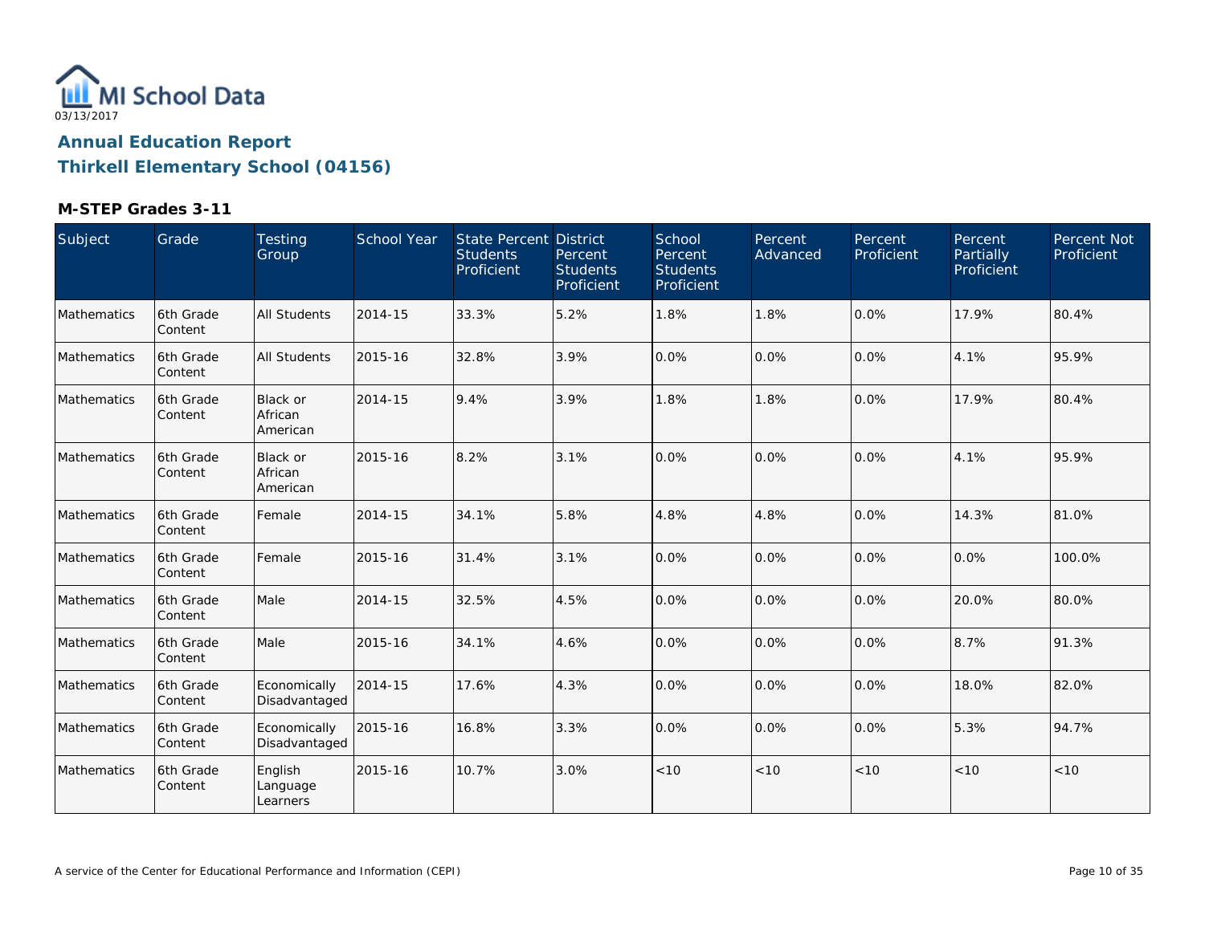MI School Data
03/13/2017

## Annual Education Report
## Thirkell Elementary School (04156)

### M-STEP Grades 3-11

| Subject | Grade | Testing Group | School Year | State Percent Students Proficient | District Percent Students Proficient | School Percent Students Proficient | Percent Advanced | Percent Proficient | Percent Partially Proficient | Percent Not Proficient |
|---|---|---|---|---|---|---|---|---|---|---|
| Mathematics | 6th Grade Content | All Students | 2014-15 | 33.3% | 5.2% | 1.8% | 1.8% | 0.0% | 17.9% | 80.4% |
| Mathematics | 6th Grade Content | All Students | 2015-16 | 32.8% | 3.9% | 0.0% | 0.0% | 0.0% | 4.1% | 95.9% |
| Mathematics | 6th Grade Content | Black or African American | 2014-15 | 9.4% | 3.9% | 1.8% | 1.8% | 0.0% | 17.9% | 80.4% |
| Mathematics | 6th Grade Content | Black or African American | 2015-16 | 8.2% | 3.1% | 0.0% | 0.0% | 0.0% | 4.1% | 95.9% |
| Mathematics | 6th Grade Content | Female | 2014-15 | 34.1% | 5.8% | 4.8% | 4.8% | 0.0% | 14.3% | 81.0% |
| Mathematics | 6th Grade Content | Female | 2015-16 | 31.4% | 3.1% | 0.0% | 0.0% | 0.0% | 0.0% | 100.0% |
| Mathematics | 6th Grade Content | Male | 2014-15 | 32.5% | 4.5% | 0.0% | 0.0% | 0.0% | 20.0% | 80.0% |
| Mathematics | 6th Grade Content | Male | 2015-16 | 34.1% | 4.6% | 0.0% | 0.0% | 0.0% | 8.7% | 91.3% |
| Mathematics | 6th Grade Content | Economically Disadvantaged | 2014-15 | 17.6% | 4.3% | 0.0% | 0.0% | 0.0% | 18.0% | 82.0% |
| Mathematics | 6th Grade Content | Economically Disadvantaged | 2015-16 | 16.8% | 3.3% | 0.0% | 0.0% | 0.0% | 5.3% | 94.7% |
| Mathematics | 6th Grade Content | English Language Learners | 2015-16 | 10.7% | 3.0% | <10 | <10 | <10 | <10 | <10 |

A service of the Center for Educational Performance and Information (CEPI)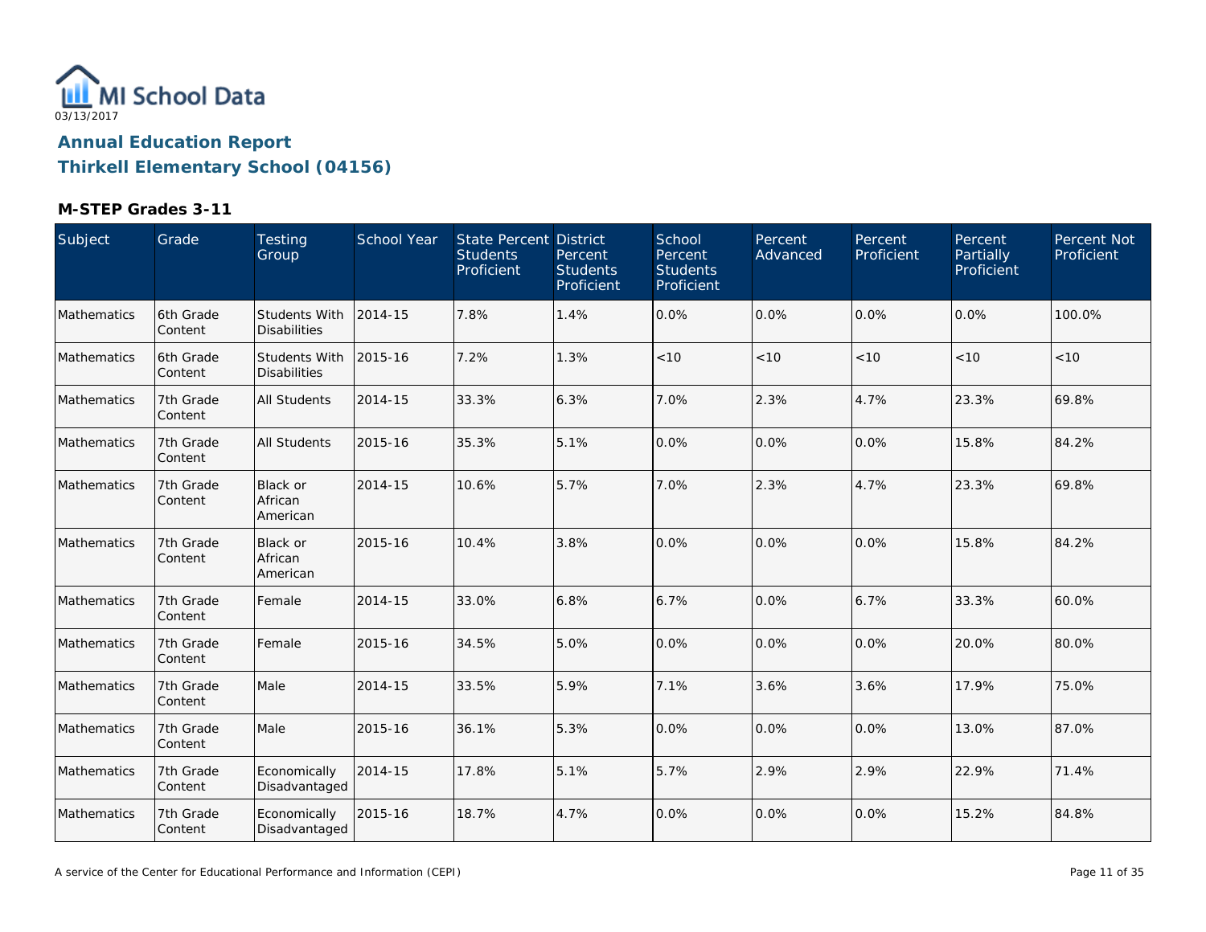MI School Data
03/13/2017

## Annual Education Report
## Thirkell Elementary School (04156)

### M-STEP Grades 3-11

| Subject | Grade | Testing Group | School Year | State Percent Students Proficient | District Percent Students Proficient | School Percent Students Proficient | Percent Advanced | Percent Proficient | Percent Partially Proficient | Percent Not Proficient |
|---|---|---|---|---|---|---|---|---|---|---|
| Mathematics | 6th Grade Content | Students With Disabilities | 2014-15 | 7.8% | 1.4% | 0.0% | 0.0% | 0.0% | 0.0% | 100.0% |
| Mathematics | 6th Grade Content | Students With Disabilities | 2015-16 | 7.2% | 1.3% | <10 | <10 | <10 | <10 | <10 |
| Mathematics | 7th Grade Content | All Students | 2014-15 | 33.3% | 6.3% | 7.0% | 2.3% | 4.7% | 23.3% | 69.8% |
| Mathematics | 7th Grade Content | All Students | 2015-16 | 35.3% | 5.1% | 0.0% | 0.0% | 0.0% | 15.8% | 84.2% |
| Mathematics | 7th Grade Content | Black or African American | 2014-15 | 10.6% | 5.7% | 7.0% | 2.3% | 4.7% | 23.3% | 69.8% |
| Mathematics | 7th Grade Content | Black or African American | 2015-16 | 10.4% | 3.8% | 0.0% | 0.0% | 0.0% | 15.8% | 84.2% |
| Mathematics | 7th Grade Content | Female | 2014-15 | 33.0% | 6.8% | 6.7% | 0.0% | 6.7% | 33.3% | 60.0% |
| Mathematics | 7th Grade Content | Female | 2015-16 | 34.5% | 5.0% | 0.0% | 0.0% | 0.0% | 20.0% | 80.0% |
| Mathematics | 7th Grade Content | Male | 2014-15 | 33.5% | 5.9% | 7.1% | 3.6% | 3.6% | 17.9% | 75.0% |
| Mathematics | 7th Grade Content | Male | 2015-16 | 36.1% | 5.3% | 0.0% | 0.0% | 0.0% | 13.0% | 87.0% |
| Mathematics | 7th Grade Content | Economically Disadvantaged | 2014-15 | 17.8% | 5.1% | 5.7% | 2.9% | 2.9% | 22.9% | 71.4% |
| Mathematics | 7th Grade Content | Economically Disadvantaged | 2015-16 | 18.7% | 4.7% | 0.0% | 0.0% | 0.0% | 15.2% | 84.8% |

A service of the Center for Educational Performance and Information (CEPI)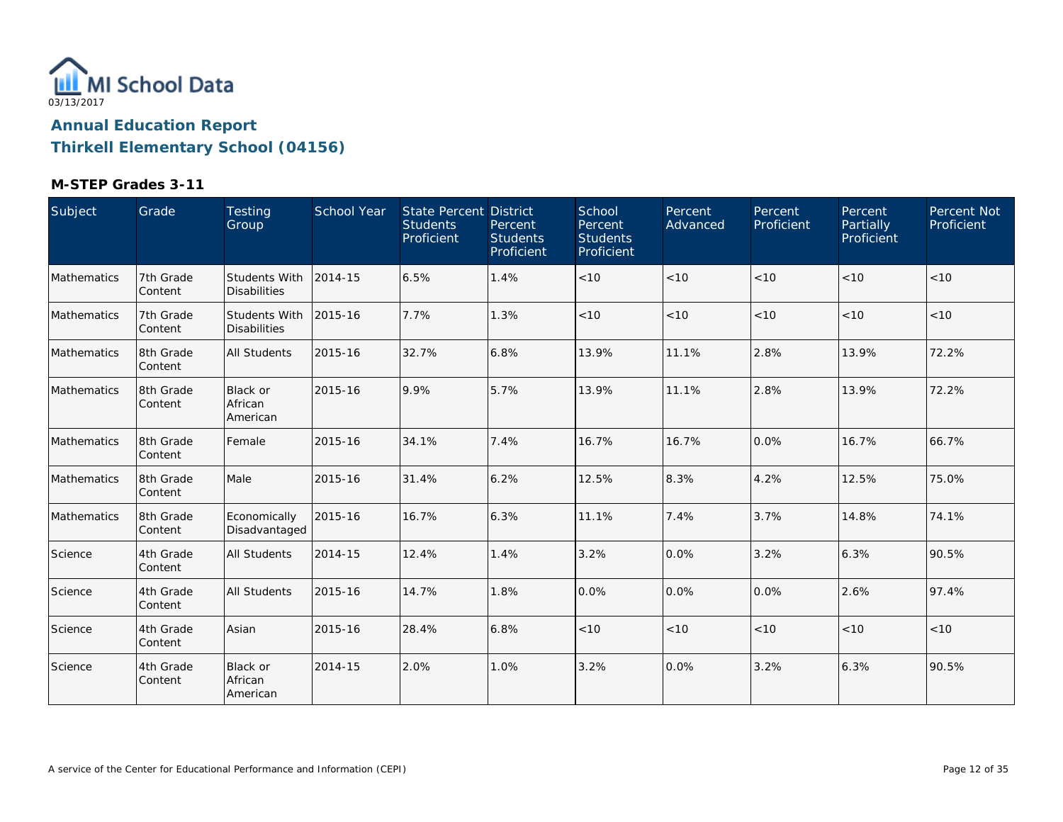03/13/2017

# Annual Education Report

## Thirkell Elementary School (04156)

### M-STEP Grades 3-11

| Subject | Grade | Testing Group | School Year | State Percent Students Proficient | District Percent Students Proficient | School Percent Students Proficient | Percent Advanced | Percent Proficient | Percent Partially Proficient | Percent Not Proficient |
|---|---|---|---|---|---|---|---|---|---|---|
| Mathematics | 7th Grade Content | Students With Disabilities | 2014-15 | 6.5% | 1.4% | <10 | <10 | <10 | <10 | <10 |
| Mathematics | 7th Grade Content | Students With Disabilities | 2015-16 | 7.7% | 1.3% | <10 | <10 | <10 | <10 | <10 |
| Mathematics | 8th Grade Content | All Students | 2015-16 | 32.7% | 6.8% | 13.9% | 11.1% | 2.8% | 13.9% | 72.2% |
| Mathematics | 8th Grade Content | Black or African American | 2015-16 | 9.9% | 5.7% | 13.9% | 11.1% | 2.8% | 13.9% | 72.2% |
| Mathematics | 8th Grade Content | Female | 2015-16 | 34.1% | 7.4% | 16.7% | 16.7% | 0.0% | 16.7% | 66.7% |
| Mathematics | 8th Grade Content | Male | 2015-16 | 31.4% | 6.2% | 12.5% | 8.3% | 4.2% | 12.5% | 75.0% |
| Mathematics | 8th Grade Content | Economically Disadvantaged | 2015-16 | 16.7% | 6.3% | 11.1% | 7.4% | 3.7% | 14.8% | 74.1% |
| Science | 4th Grade Content | All Students | 2014-15 | 12.4% | 1.4% | 3.2% | 0.0% | 3.2% | 6.3% | 90.5% |
| Science | 4th Grade Content | All Students | 2015-16 | 14.7% | 1.8% | 0.0% | 0.0% | 0.0% | 2.6% | 97.4% |
| Science | 4th Grade Content | Asian | 2015-16 | 28.4% | 6.8% | <10 | <10 | <10 | <10 | <10 |
| Science | 4th Grade Content | Black or African American | 2014-15 | 2.0% | 1.0% | 3.2% | 0.0% | 3.2% | 6.3% | 90.5% |

A service of the Center for Educational Performance and Information (CEPI)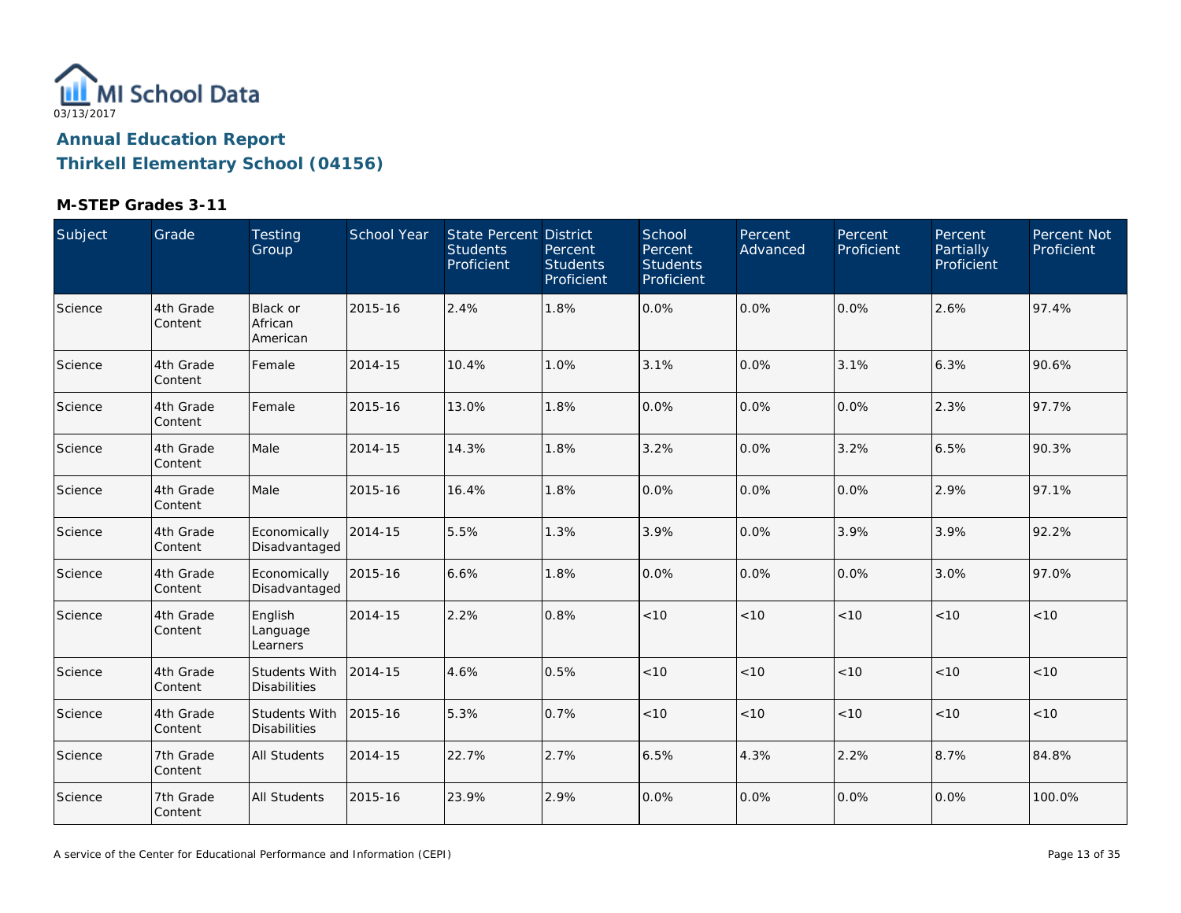MI School Data
03/13/2017

# Annual Education Report
## Thirkell Elementary School (04156)

### M-STEP Grades 3-11

| Subject | Grade | Testing Group | School Year | State Percent Students Proficient | District Percent Students Proficient | School Percent Students Proficient | Percent Advanced | Percent Proficient | Percent Partially Proficient | Percent Not Proficient |
|---|---|---|---|---|---|---|---|---|---|---|
| Science | 4th Grade Content | Black or African American | 2015-16 | 2.4% | 1.8% | 0.0% | 0.0% | 0.0% | 2.6% | 97.4% |
| Science | 4th Grade Content | Female | 2014-15 | 10.4% | 1.0% | 3.1% | 0.0% | 3.1% | 6.3% | 90.6% |
| Science | 4th Grade Content | Female | 2015-16 | 13.0% | 1.8% | 0.0% | 0.0% | 0.0% | 2.3% | 97.7% |
| Science | 4th Grade Content | Male | 2014-15 | 14.3% | 1.8% | 3.2% | 0.0% | 3.2% | 6.5% | 90.3% |
| Science | 4th Grade Content | Male | 2015-16 | 16.4% | 1.8% | 0.0% | 0.0% | 0.0% | 2.9% | 97.1% |
| Science | 4th Grade Content | Economically Disadvantaged | 2014-15 | 5.5% | 1.3% | 3.9% | 0.0% | 3.9% | 3.9% | 92.2% |
| Science | 4th Grade Content | Economically Disadvantaged | 2015-16 | 6.6% | 1.8% | 0.0% | 0.0% | 0.0% | 3.0% | 97.0% |
| Science | 4th Grade Content | English Language Learners | 2014-15 | 2.2% | 0.8% | <10 | <10 | <10 | <10 | <10 |
| Science | 4th Grade Content | Students With Disabilities | 2014-15 | 4.6% | 0.5% | <10 | <10 | <10 | <10 | <10 |
| Science | 4th Grade Content | Students With Disabilities | 2015-16 | 5.3% | 0.7% | <10 | <10 | <10 | <10 | <10 |
| Science | 7th Grade Content | All Students | 2014-15 | 22.7% | 2.7% | 6.5% | 4.3% | 2.2% | 8.7% | 84.8% |
| Science | 7th Grade Content | All Students | 2015-16 | 23.9% | 2.9% | 0.0% | 0.0% | 0.0% | 0.0% | 100.0% |

A service of the Center for Educational Performance and Information (CEPI)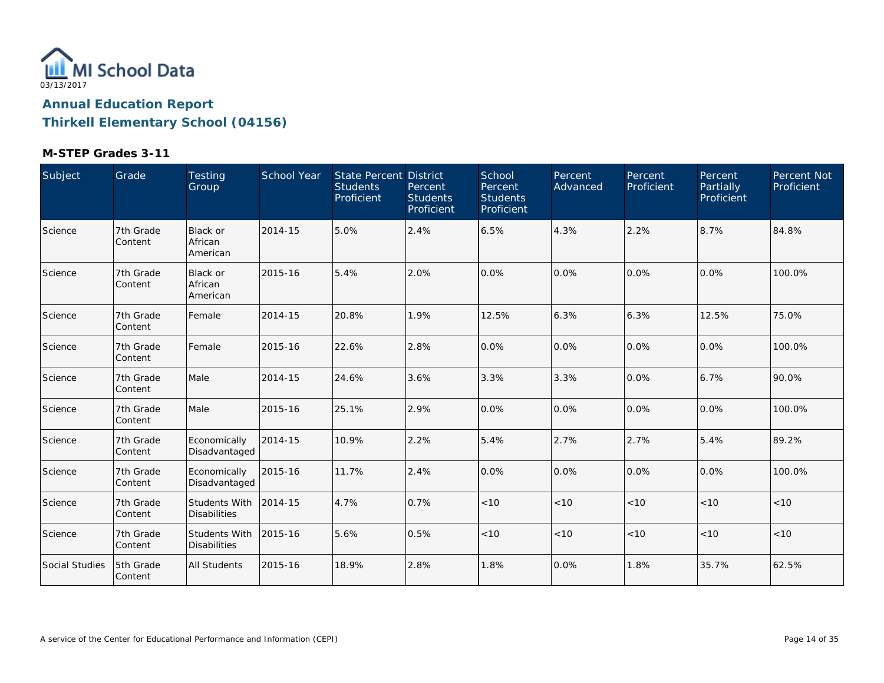# Annual Education Report

## Thirkell Elementary School (04156)

### M-STEP Grades 3-11

| Subject | Grade | Testing Group | School Year | State Percent Students Proficient | District Percent Students Proficient | School Percent Students Proficient | Percent Advanced | Percent Proficient | Percent Partially Proficient | Percent Not Proficient |
|---|---|---|---|---|---|---|---|---|---|---|
| Science | 7th Grade Content | Black or African American | 2014-15 | 5.0% | 2.4% | 6.5% | 4.3% | 2.2% | 8.7% | 84.8% |
| Science | 7th Grade Content | Black or African American | 2015-16 | 5.4% | 2.0% | 0.0% | 0.0% | 0.0% | 0.0% | 100.0% |
| Science | 7th Grade Content | Female | 2014-15 | 20.8% | 1.9% | 12.5% | 6.3% | 6.3% | 12.5% | 75.0% |
| Science | 7th Grade Content | Female | 2015-16 | 22.6% | 2.8% | 0.0% | 0.0% | 0.0% | 0.0% | 100.0% |
| Science | 7th Grade Content | Male | 2014-15 | 24.6% | 3.6% | 3.3% | 3.3% | 0.0% | 6.7% | 90.0% |
| Science | 7th Grade Content | Male | 2015-16 | 25.1% | 2.9% | 0.0% | 0.0% | 0.0% | 0.0% | 100.0% |
| Science | 7th Grade Content | Economically Disadvantaged | 2014-15 | 10.9% | 2.2% | 5.4% | 2.7% | 2.7% | 5.4% | 89.2% |
| Science | 7th Grade Content | Economically Disadvantaged | 2015-16 | 11.7% | 2.4% | 0.0% | 0.0% | 0.0% | 0.0% | 100.0% |
| Science | 7th Grade Content | Students With Disabilities | 2014-15 | 4.7% | 0.7% | <10 | <10 | <10 | <10 | <10 |
| Science | 7th Grade Content | Students With Disabilities | 2015-16 | 5.6% | 0.5% | <10 | <10 | <10 | <10 | <10 |
| Social Studies | 5th Grade Content | All Students | 2015-16 | 18.9% | 2.8% | 1.8% | 0.0% | 1.8% | 35.7% | 62.5% |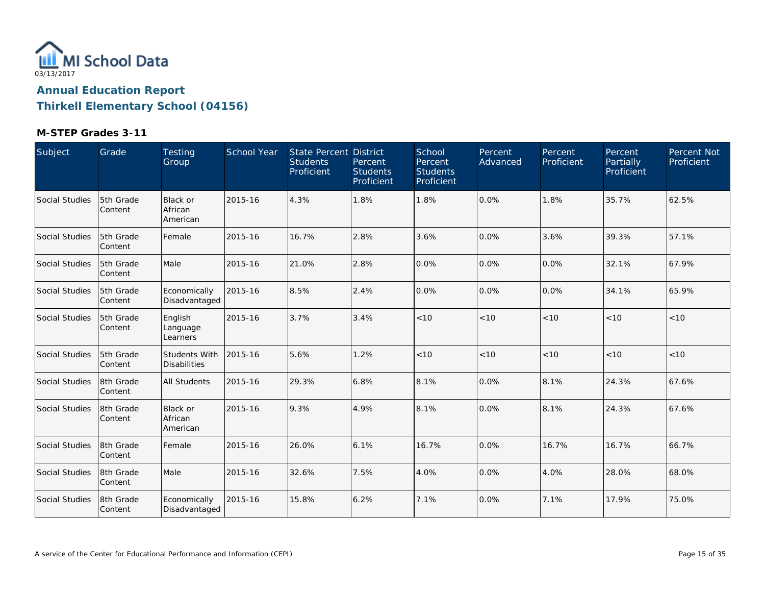MI School Data
03/13/2017

# Annual Education Report

## Thirkell Elementary School (04156)

### M-STEP Grades 3-11

| Subject | Grade | Testing Group | School Year | State Percent Students Proficient | District Percent Students Proficient | School Percent Students Proficient | Percent Advanced | Percent Proficient | Percent Partially Proficient | Percent Not Proficient |
|---|---|---|---|---|---|---|---|---|---|---|
| Social Studies | 5th Grade Content | Black or African American | 2015-16 | 4.3% | 1.8% | 1.8% | 0.0% | 1.8% | 35.7% | 62.5% |
| Social Studies | 5th Grade Content | Female | 2015-16 | 16.7% | 2.8% | 3.6% | 0.0% | 3.6% | 39.3% | 57.1% |
| Social Studies | 5th Grade Content | Male | 2015-16 | 21.0% | 2.8% | 0.0% | 0.0% | 0.0% | 32.1% | 67.9% |
| Social Studies | 5th Grade Content | Economically Disadvantaged | 2015-16 | 8.5% | 2.4% | 0.0% | 0.0% | 0.0% | 34.1% | 65.9% |
| Social Studies | 5th Grade Content | English Language Learners | 2015-16 | 3.7% | 3.4% | <10 | <10 | <10 | <10 | <10 |
| Social Studies | 5th Grade Content | Students With Disabilities | 2015-16 | 5.6% | 1.2% | <10 | <10 | <10 | <10 | <10 |
| Social Studies | 8th Grade Content | All Students | 2015-16 | 29.3% | 6.8% | 8.1% | 0.0% | 8.1% | 24.3% | 67.6% |
| Social Studies | 8th Grade Content | Black or African American | 2015-16 | 9.3% | 4.9% | 8.1% | 0.0% | 8.1% | 24.3% | 67.6% |
| Social Studies | 8th Grade Content | Female | 2015-16 | 26.0% | 6.1% | 16.7% | 0.0% | 16.7% | 16.7% | 66.7% |
| Social Studies | 8th Grade Content | Male | 2015-16 | 32.6% | 7.5% | 4.0% | 0.0% | 4.0% | 28.0% | 68.0% |
| Social Studies | 8th Grade Content | Economically Disadvantaged | 2015-16 | 15.8% | 6.2% | 7.1% | 0.0% | 7.1% | 17.9% | 75.0% |

A service of the Center for Educational Performance and Information (CEPI)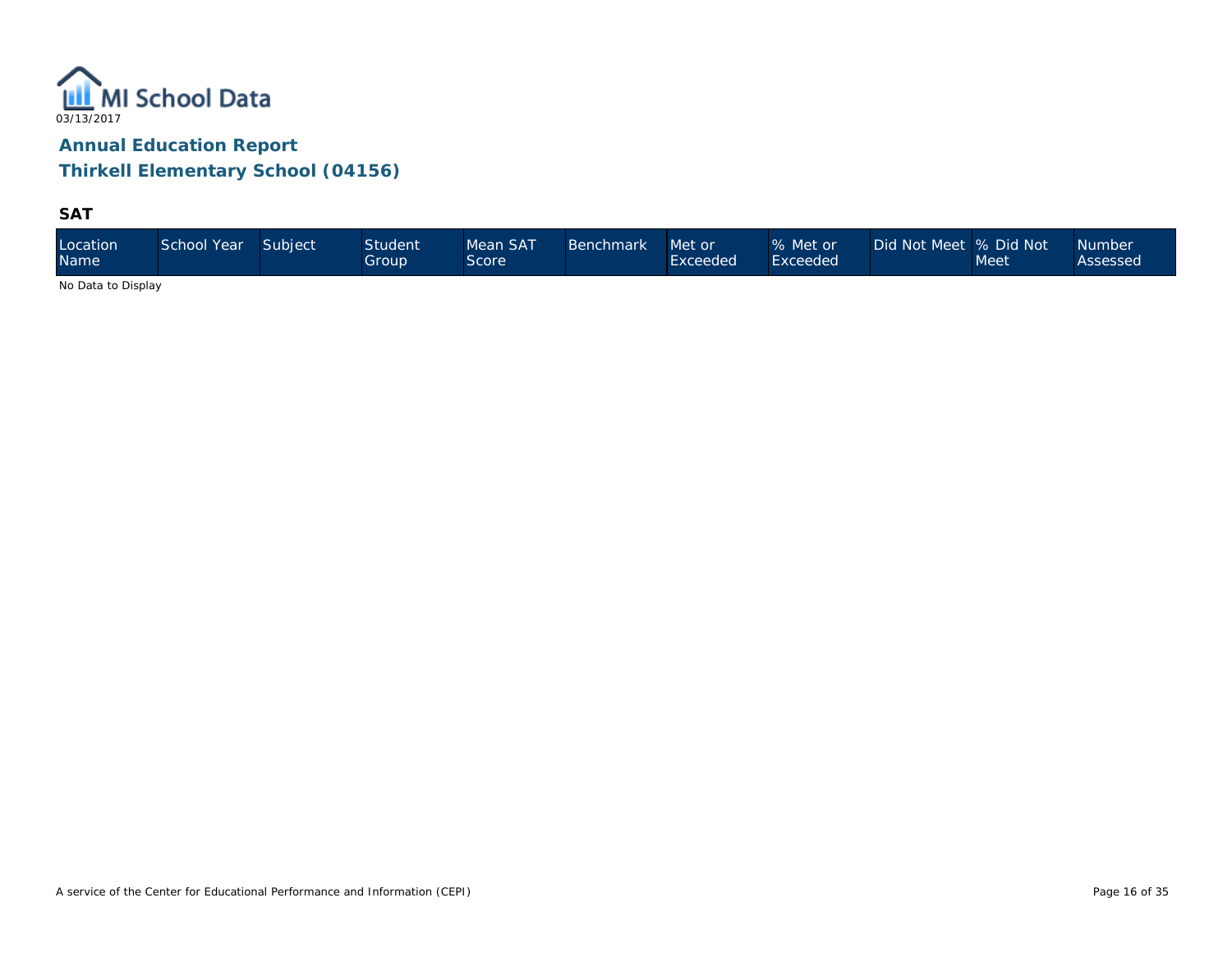MI School Data

03/13/2017

## Annual Education Report

## Thirkell Elementary School (04156)

### SAT

| Location Name | School Year | Subject | Student Group | Mean SAT Score | Benchmark | Met or Exceeded | % Met or Exceeded | Did Not Meet | % Did Not Meet | Number Assessed |
|---|---|---|---|---|---|---|---|---|---|---|

No Data to Display

A service of the Center for Educational Performance and Information (CEPI)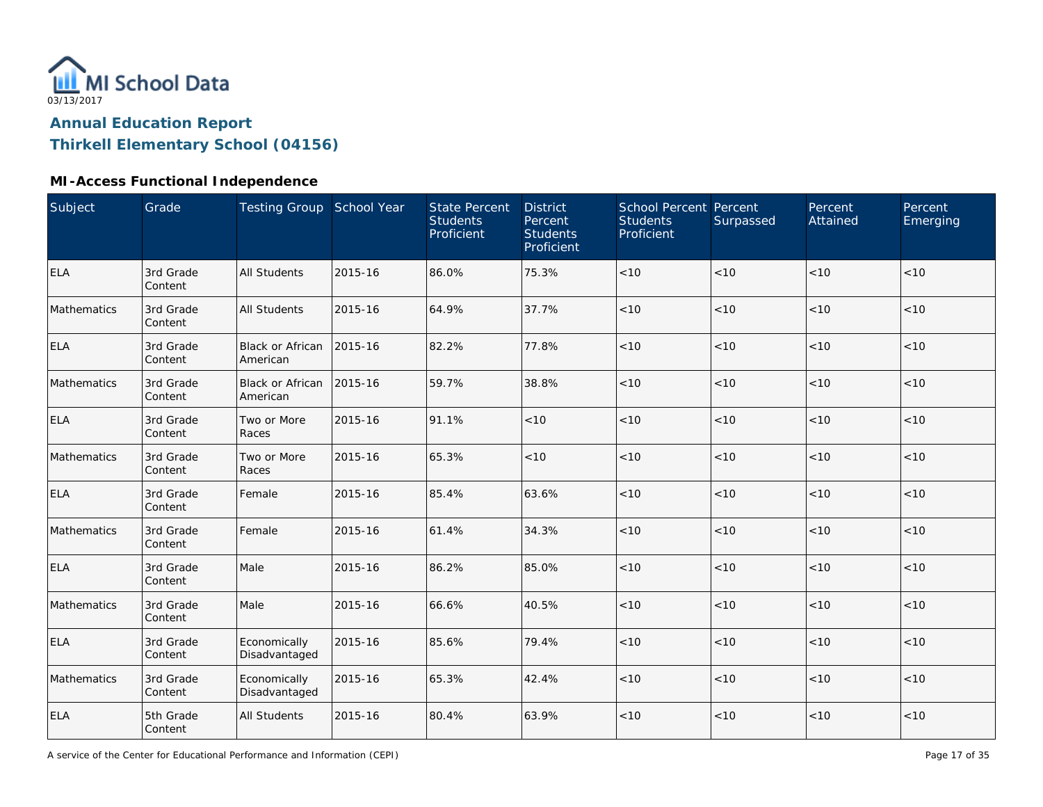# Annual Education Report
## Thirkell Elementary School (04156)

### MI-Access Functional Independence

| Subject | Grade | Testing Group | School Year | State Percent Students Proficient | District Percent Students Proficient | School Percent Students Proficient | Percent Surpassed | Percent Attained | Percent Emerging |
|---|---|---|---|---|---|---|---|---|---|
| ELA | 3rd Grade Content | All Students | 2015-16 | 86.0% | 75.3% | <10 | <10 | <10 | <10 |
| Mathematics | 3rd Grade Content | All Students | 2015-16 | 64.9% | 37.7% | <10 | <10 | <10 | <10 |
| ELA | 3rd Grade Content | Black or African American | 2015-16 | 82.2% | 77.8% | <10 | <10 | <10 | <10 |
| Mathematics | 3rd Grade Content | Black or African American | 2015-16 | 59.7% | 38.8% | <10 | <10 | <10 | <10 |
| ELA | 3rd Grade Content | Two or More Races | 2015-16 | 91.1% | <10 | <10 | <10 | <10 | <10 |
| Mathematics | 3rd Grade Content | Two or More Races | 2015-16 | 65.3% | <10 | <10 | <10 | <10 | <10 |
| ELA | 3rd Grade Content | Female | 2015-16 | 85.4% | 63.6% | <10 | <10 | <10 | <10 |
| Mathematics | 3rd Grade Content | Female | 2015-16 | 61.4% | 34.3% | <10 | <10 | <10 | <10 |
| ELA | 3rd Grade Content | Male | 2015-16 | 86.2% | 85.0% | <10 | <10 | <10 | <10 |
| Mathematics | 3rd Grade Content | Male | 2015-16 | 66.6% | 40.5% | <10 | <10 | <10 | <10 |
| ELA | 3rd Grade Content | Economically Disadvantaged | 2015-16 | 85.6% | 79.4% | <10 | <10 | <10 | <10 |
| Mathematics | 3rd Grade Content | Economically Disadvantaged | 2015-16 | 65.3% | 42.4% | <10 | <10 | <10 | <10 |
| ELA | 5th Grade Content | All Students | 2015-16 | 80.4% | 63.9% | <10 | <10 | <10 | <10 |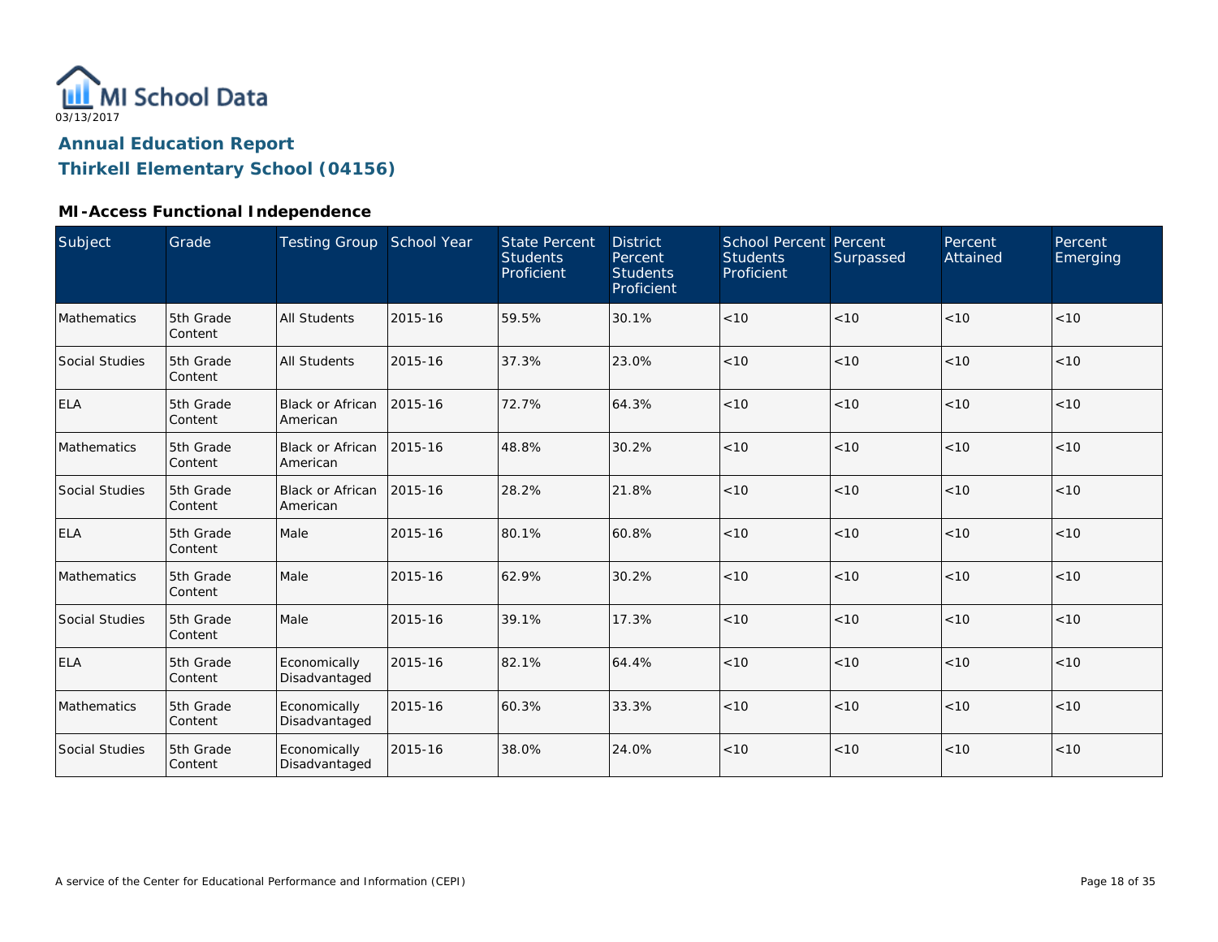MI School Data

03/13/2017

## Annual Education Report

## Thirkell Elementary School (04156)

### MI-Access Functional Independence

| Subject | Grade | Testing Group | School Year | State Percent Students Proficient | District Percent Students Proficient | School Percent Students Proficient | Percent Surpassed | Percent Attained | Percent Emerging |
|---|---|---|---|---|---|---|---|---|---|
| Mathematics | 5th Grade Content | All Students | 2015-16 | 59.5% | 30.1% | <10 | <10 | <10 | <10 |
| Social Studies | 5th Grade Content | All Students | 2015-16 | 37.3% | 23.0% | <10 | <10 | <10 | <10 |
| ELA | 5th Grade Content | Black or African American | 2015-16 | 72.7% | 64.3% | <10 | <10 | <10 | <10 |
| Mathematics | 5th Grade Content | Black or African American | 2015-16 | 48.8% | 30.2% | <10 | <10 | <10 | <10 |
| Social Studies | 5th Grade Content | Black or African American | 2015-16 | 28.2% | 21.8% | <10 | <10 | <10 | <10 |
| ELA | 5th Grade Content | Male | 2015-16 | 80.1% | 60.8% | <10 | <10 | <10 | <10 |
| Mathematics | 5th Grade Content | Male | 2015-16 | 62.9% | 30.2% | <10 | <10 | <10 | <10 |
| Social Studies | 5th Grade Content | Male | 2015-16 | 39.1% | 17.3% | <10 | <10 | <10 | <10 |
| ELA | 5th Grade Content | Economically Disadvantaged | 2015-16 | 82.1% | 64.4% | <10 | <10 | <10 | <10 |
| Mathematics | 5th Grade Content | Economically Disadvantaged | 2015-16 | 60.3% | 33.3% | <10 | <10 | <10 | <10 |
| Social Studies | 5th Grade Content | Economically Disadvantaged | 2015-16 | 38.0% | 24.0% | <10 | <10 | <10 | <10 |

A service of the Center for Educational Performance and Information (CEPI)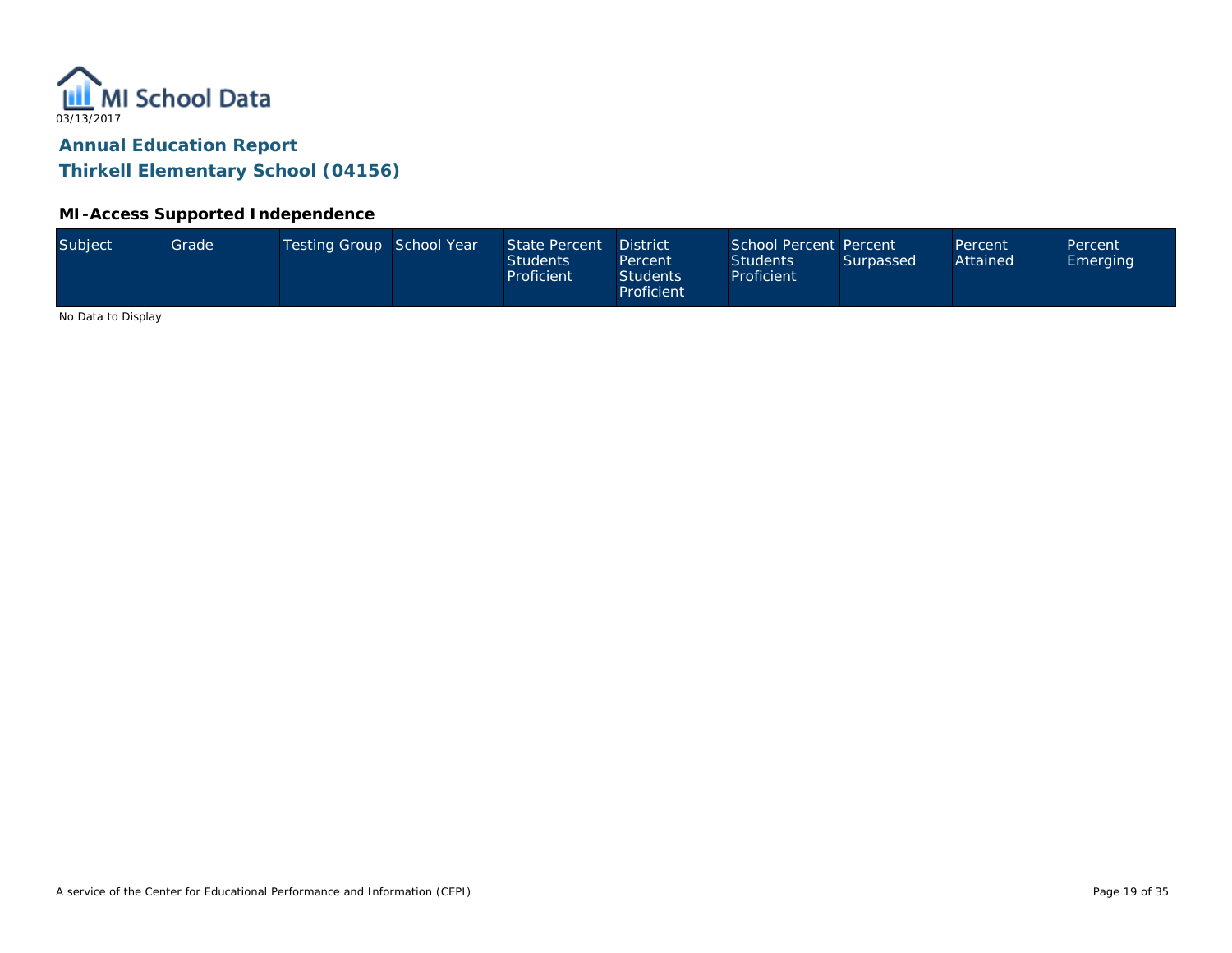MI School Data
03/13/2017

## Annual Education Report
## Thirkell Elementary School (04156)

### MI-Access Supported Independence

| Subject | Grade | Testing Group | School Year | State Percent Students Proficient | District Percent Students Proficient | School Percent Students Proficient | Percent Surpassed | Percent Attained | Percent Emerging |
|---|---|---|---|---|---|---|---|---|---|

No Data to Display

A service of the Center for Educational Performance and Information (CEPI)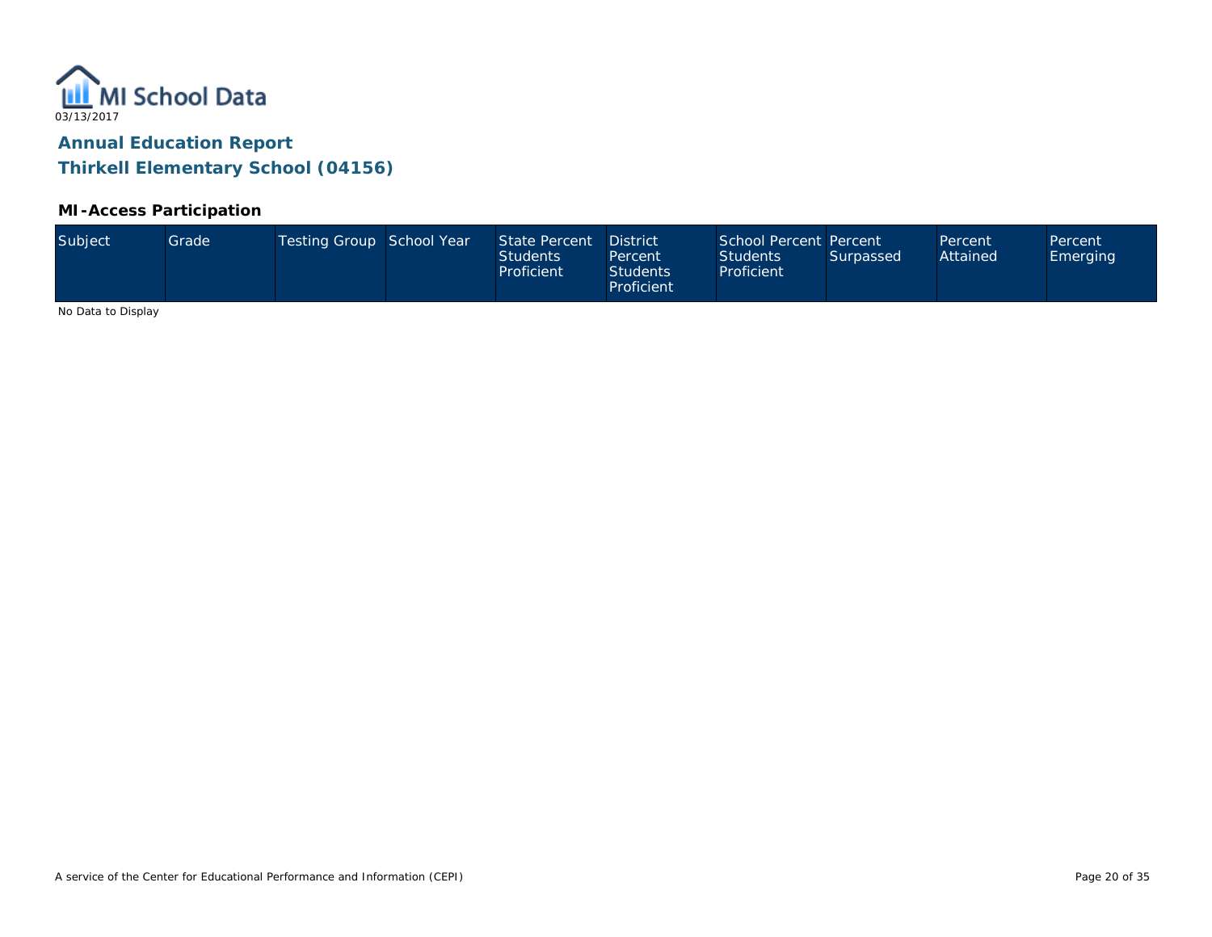03/13/2017

# Annual Education Report

## Thirkell Elementary School (04156)

### MI-Access Participation

| Subject | Grade | Testing Group | School Year | State Percent Students Proficient | District Percent Students Proficient | School Percent Students Proficient | Percent Surpassed | Percent Attained | Percent Emerging |
|---|---|---|---|---|---|---|---|---|---|

No Data to Display

A service of the Center for Educational Performance and Information (CEPI)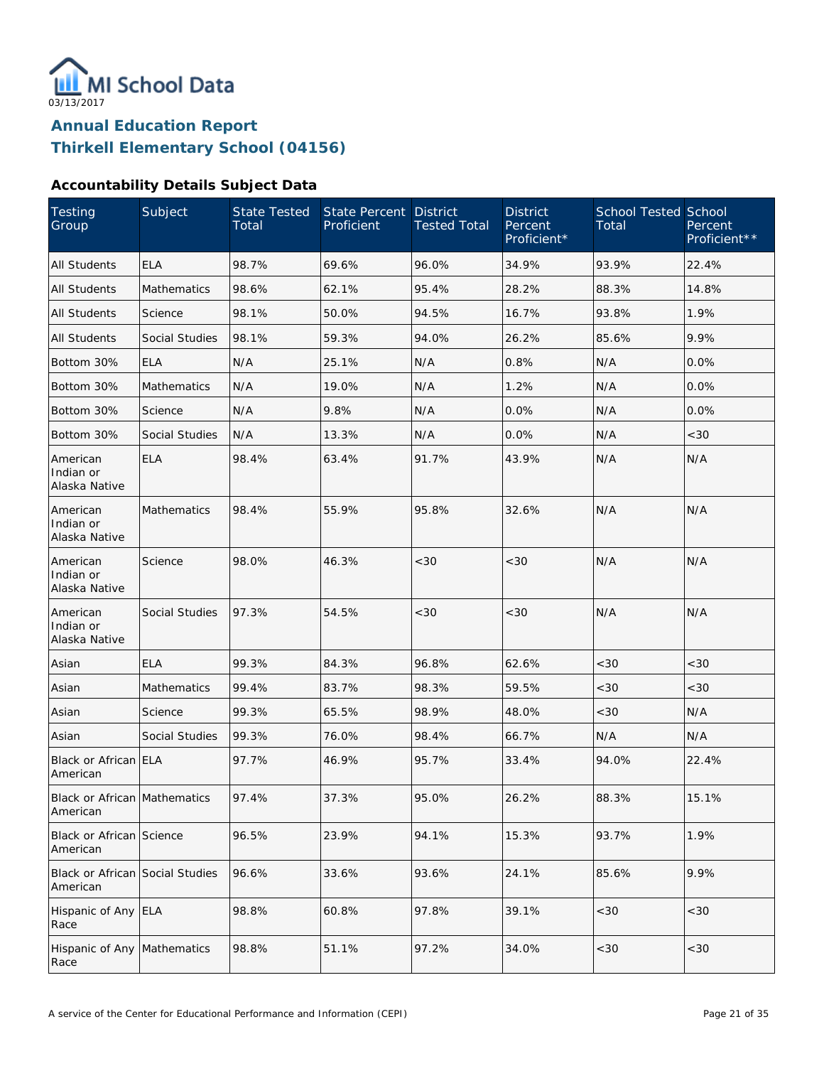MI School Data

03/13/2017

# Annual Education Report
# Thirkell Elementary School (04156)

### Accountability Details Subject Data

| Testing Group | Subject | State Tested Total | State Percent Proficient | District Tested Total | District Percent Proficient* | School Tested Total | School Percent Proficient** |
|---|---|---|---|---|---|---|---|
| All Students | ELA | 98.7% | 69.6% | 96.0% | 34.9% | 93.9% | 22.4% |
| All Students | Mathematics | 98.6% | 62.1% | 95.4% | 28.2% | 88.3% | 14.8% |
| All Students | Science | 98.1% | 50.0% | 94.5% | 16.7% | 93.8% | 1.9% |
| All Students | Social Studies | 98.1% | 59.3% | 94.0% | 26.2% | 85.6% | 9.9% |
| Bottom 30% | ELA | N/A | 25.1% | N/A | 0.8% | N/A | 0.0% |
| Bottom 30% | Mathematics | N/A | 19.0% | N/A | 1.2% | N/A | 0.0% |
| Bottom 30% | Science | N/A | 9.8% | N/A | 0.0% | N/A | 0.0% |
| Bottom 30% | Social Studies | N/A | 13.3% | N/A | 0.0% | N/A | <30 |
| American Indian or Alaska Native | ELA | 98.4% | 63.4% | 91.7% | 43.9% | N/A | N/A |
| American Indian or Alaska Native | Mathematics | 98.4% | 55.9% | 95.8% | 32.6% | N/A | N/A |
| American Indian or Alaska Native | Science | 98.0% | 46.3% | <30 | <30 | N/A | N/A |
| American Indian or Alaska Native | Social Studies | 97.3% | 54.5% | <30 | <30 | N/A | N/A |
| Asian | ELA | 99.3% | 84.3% | 96.8% | 62.6% | <30 | <30 |
| Asian | Mathematics | 99.4% | 83.7% | 98.3% | 59.5% | <30 | <30 |
| Asian | Science | 99.3% | 65.5% | 98.9% | 48.0% | <30 | N/A |
| Asian | Social Studies | 99.3% | 76.0% | 98.4% | 66.7% | N/A | N/A |
| Black or African American | ELA | 97.7% | 46.9% | 95.7% | 33.4% | 94.0% | 22.4% |
| Black or African American | Mathematics | 97.4% | 37.3% | 95.0% | 26.2% | 88.3% | 15.1% |
| Black or African American | Science | 96.5% | 23.9% | 94.1% | 15.3% | 93.7% | 1.9% |
| Black or African American | Social Studies | 96.6% | 33.6% | 93.6% | 24.1% | 85.6% | 9.9% |
| Hispanic of Any Race | ELA | 98.8% | 60.8% | 97.8% | 39.1% | <30 | <30 |
| Hispanic of Any Race | Mathematics | 98.8% | 51.1% | 97.2% | 34.0% | <30 | <30 |

A service of the Center for Educational Performance and Information (CEPI)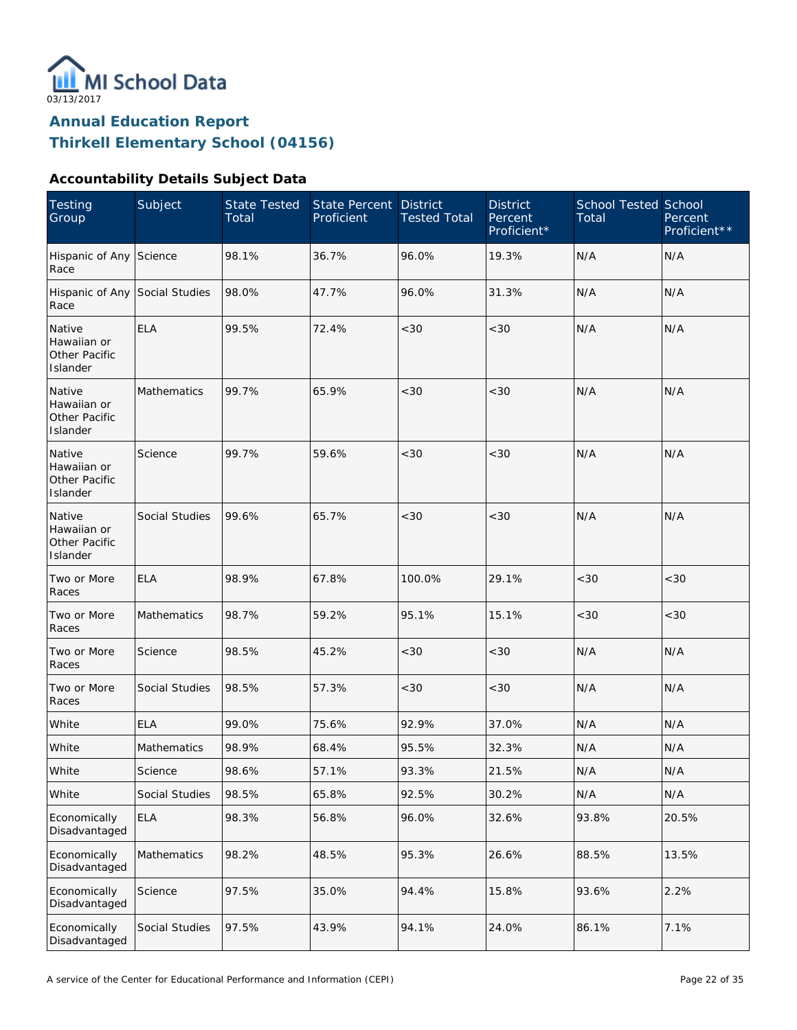MI School Data
03/13/2017

## Annual Education Report
## Thirkell Elementary School (04156)

### Accountability Details Subject Data

| Testing Group | Subject | State Tested Total | State Percent Proficient | District Tested Total | District Percent Proficient* | School Tested Total | School Percent Proficient** |
|---|---|---|---|---|---|---|---|
| Hispanic of Any Race | Science | 98.1% | 36.7% | 96.0% | 19.3% | N/A | N/A |
| Hispanic of Any Race | Social Studies | 98.0% | 47.7% | 96.0% | 31.3% | N/A | N/A |
| Native Hawaiian or Other Pacific Islander | ELA | 99.5% | 72.4% | <30 | <30 | N/A | N/A |
| Native Hawaiian or Other Pacific Islander | Mathematics | 99.7% | 65.9% | <30 | <30 | N/A | N/A |
| Native Hawaiian or Other Pacific Islander | Science | 99.7% | 59.6% | <30 | <30 | N/A | N/A |
| Native Hawaiian or Other Pacific Islander | Social Studies | 99.6% | 65.7% | <30 | <30 | N/A | N/A |
| Two or More Races | ELA | 98.9% | 67.8% | 100.0% | 29.1% | <30 | <30 |
| Two or More Races | Mathematics | 98.7% | 59.2% | 95.1% | 15.1% | <30 | <30 |
| Two or More Races | Science | 98.5% | 45.2% | <30 | <30 | N/A | N/A |
| Two or More Races | Social Studies | 98.5% | 57.3% | <30 | <30 | N/A | N/A |
| White | ELA | 99.0% | 75.6% | 92.9% | 37.0% | N/A | N/A |
| White | Mathematics | 98.9% | 68.4% | 95.5% | 32.3% | N/A | N/A |
| White | Science | 98.6% | 57.1% | 93.3% | 21.5% | N/A | N/A |
| White | Social Studies | 98.5% | 65.8% | 92.5% | 30.2% | N/A | N/A |
| Economically Disadvantaged | ELA | 98.3% | 56.8% | 96.0% | 32.6% | 93.8% | 20.5% |
| Economically Disadvantaged | Mathematics | 98.2% | 48.5% | 95.3% | 26.6% | 88.5% | 13.5% |
| Economically Disadvantaged | Science | 97.5% | 35.0% | 94.4% | 15.8% | 93.6% | 2.2% |
| Economically Disadvantaged | Social Studies | 97.5% | 43.9% | 94.1% | 24.0% | 86.1% | 7.1% |

A service of the Center for Educational Performance and Information (CEPI)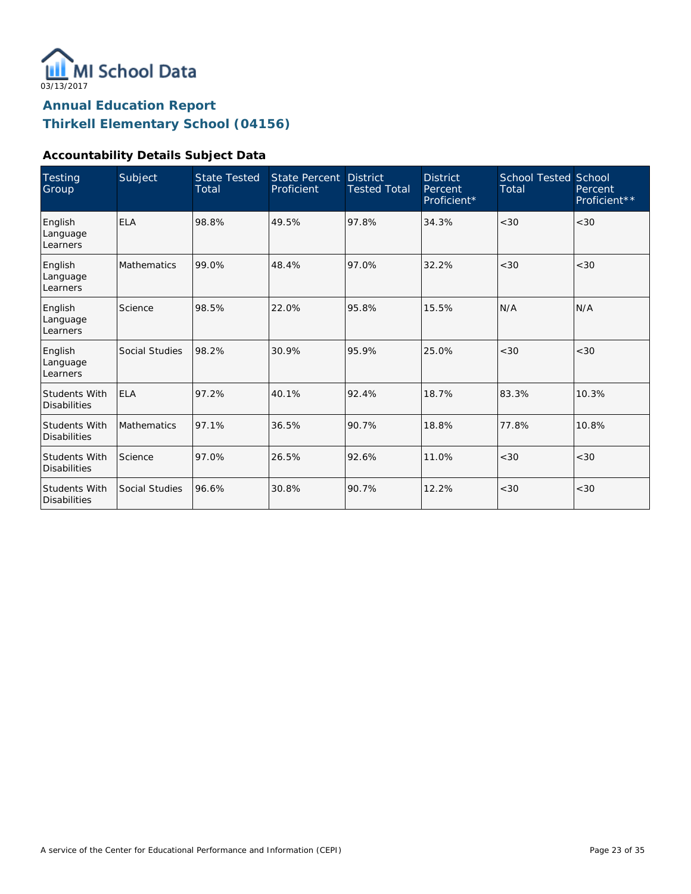03/13/2017

# Annual Education Report
## Thirkell Elementary School (04156)

### Accountability Details Subject Data

| Testing Group | Subject | State Tested Total | State Percent Proficient | District Tested Total | District Percent Proficient* | School Tested Total | School Percent Proficient** |
|---|---|---|---|---|---|---|---|
| English Language Learners | ELA | 98.8% | 49.5% | 97.8% | 34.3% | <30 | <30 |
| English Language Learners | Mathematics | 99.0% | 48.4% | 97.0% | 32.2% | <30 | <30 |
| English Language Learners | Science | 98.5% | 22.0% | 95.8% | 15.5% | N/A | N/A |
| English Language Learners | Social Studies | 98.2% | 30.9% | 95.9% | 25.0% | <30 | <30 |
| Students With Disabilities | ELA | 97.2% | 40.1% | 92.4% | 18.7% | 83.3% | 10.3% |
| Students With Disabilities | Mathematics | 97.1% | 36.5% | 90.7% | 18.8% | 77.8% | 10.8% |
| Students With Disabilities | Science | 97.0% | 26.5% | 92.6% | 11.0% | <30 | <30 |
| Students With Disabilities | Social Studies | 96.6% | 30.8% | 90.7% | 12.2% | <30 | <30 |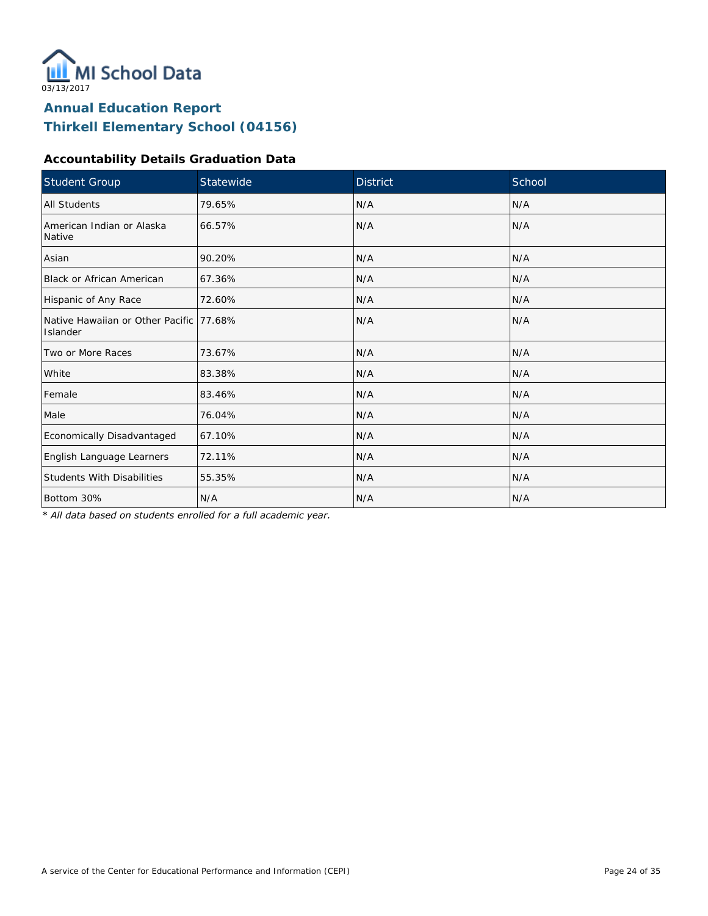MI School Data

03/13/2017

# Annual Education Report

# Thirkell Elementary School (04156)

### Accountability Details Graduation Data

| Student Group | Statewide | District | School |
| --- | --- | --- | --- |
| All Students | 79.65% | N/A | N/A |
| American Indian or Alaska Native | 66.57% | N/A | N/A |
| Asian | 90.20% | N/A | N/A |
| Black or African American | 67.36% | N/A | N/A |
| Hispanic of Any Race | 72.60% | N/A | N/A |
| Native Hawaiian or Other Pacific Islander | 77.68% | N/A | N/A |
| Two or More Races | 73.67% | N/A | N/A |
| White | 83.38% | N/A | N/A |
| Female | 83.46% | N/A | N/A |
| Male | 76.04% | N/A | N/A |
| Economically Disadvantaged | 67.10% | N/A | N/A |
| English Language Learners | 72.11% | N/A | N/A |
| Students With Disabilities | 55.35% | N/A | N/A |
| Bottom 30% | N/A | N/A | N/A |

*\* All data based on students enrolled for a full academic year.*

A service of the Center for Educational Performance and Information (CEPI)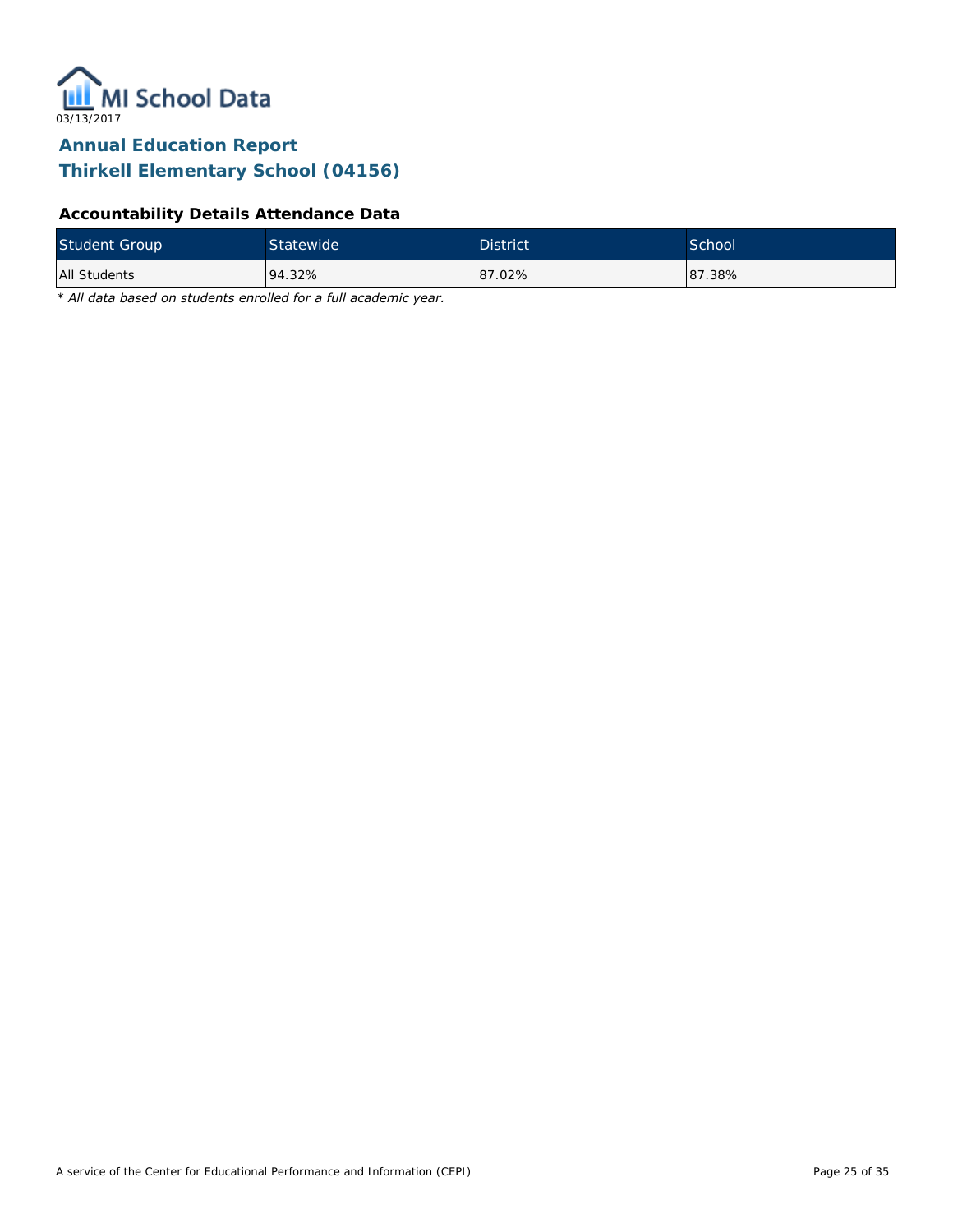# Annual Education Report

## Thirkell Elementary School (04156)

### Accountability Details Attendance Data

| Student Group | Statewide | District | School |
| --- | --- | --- | --- |
| All Students | 94.32% | 87.02% | 87.38% |

*\* All data based on students enrolled for a full academic year.*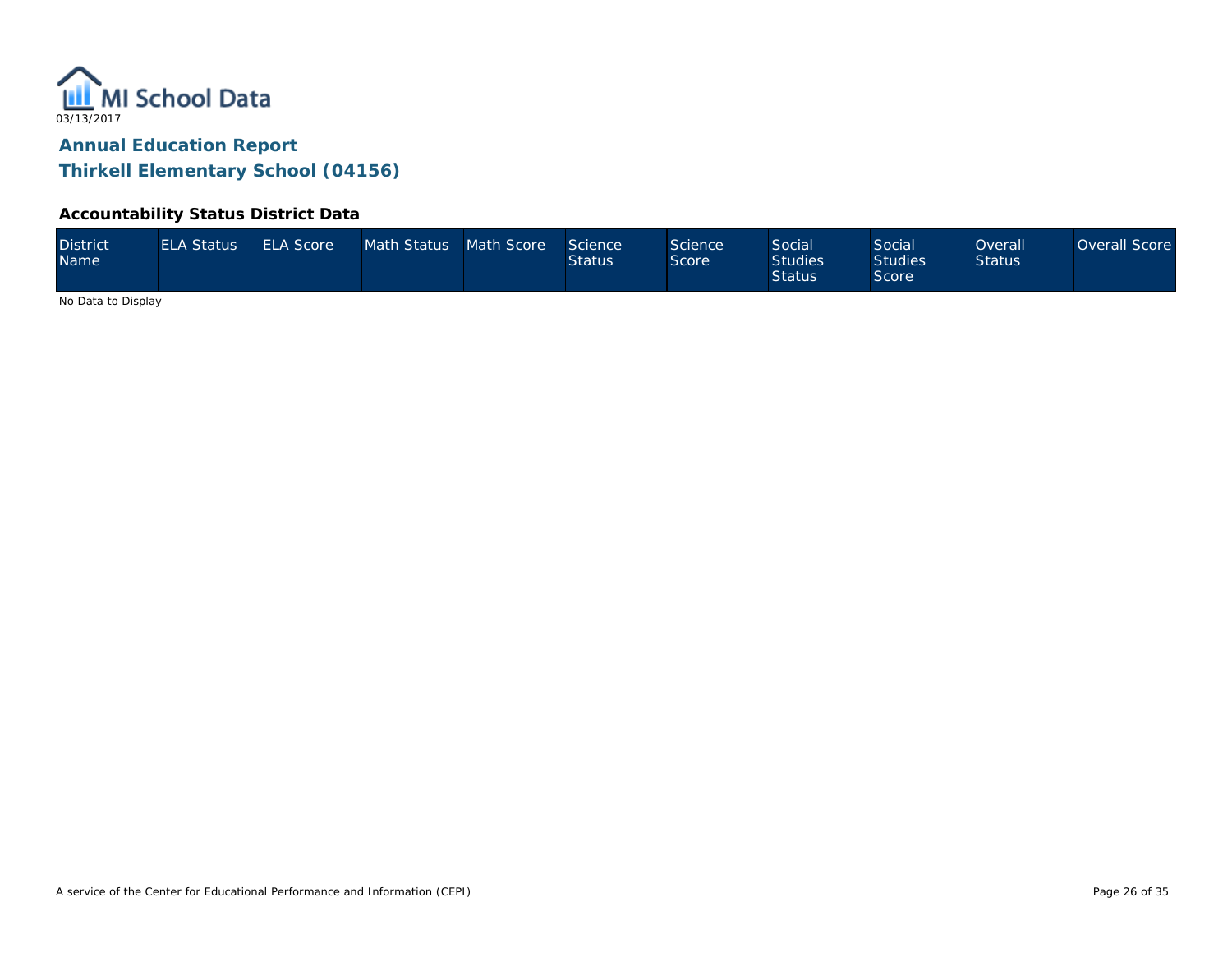MI School Data

03/13/2017

## Annual Education Report

## Thirkell Elementary School (04156)

### Accountability Status District Data

| District Name | ELA Status | ELA Score | Math Status | Math Score | Science Status | Science Score | Social Studies Status | Social Studies Score | Overall Status | Overall Score |
|---|---|---|---|---|---|---|---|---|---|---|

No Data to Display

A service of the Center for Educational Performance and Information (CEPI)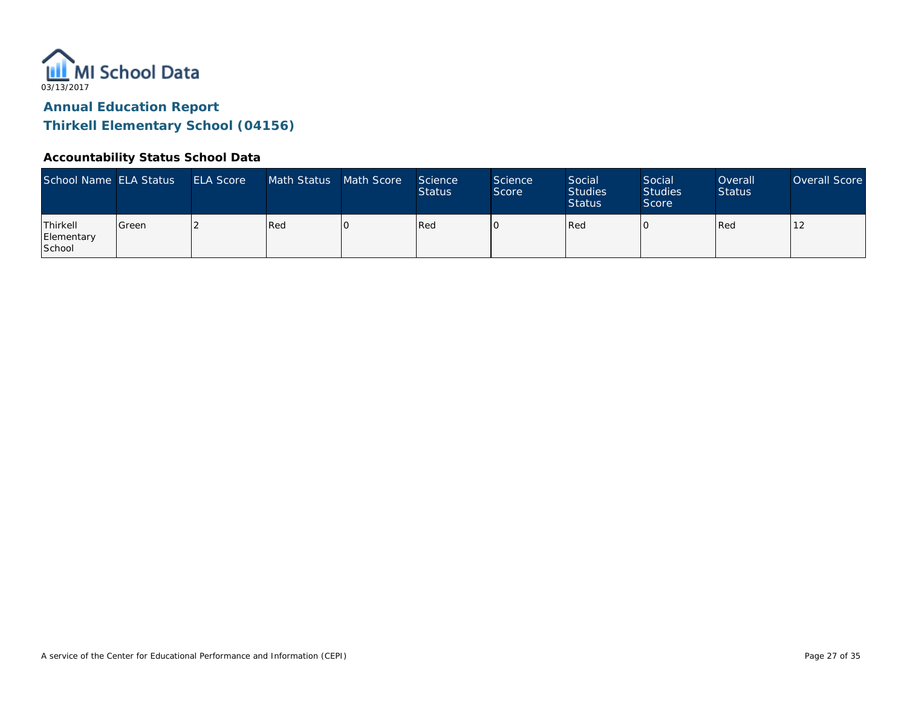MI School Data

03/13/2017

# Annual Education Report

## Thirkell Elementary School (04156)

### Accountability Status School Data

| School Name | ELA Status | ELA Score | Math Status | Math Score | Science Status | Science Score | Social Studies Status | Social Studies Score | Overall Status | Overall Score |
|---|---|---|---|---|---|---|---|---|---|---|
| Thirkell Elementary School | Green | 2 | Red | 0 | Red | 0 | Red | 0 | Red | 12 |

A service of the Center for Educational Performance and Information (CEPI)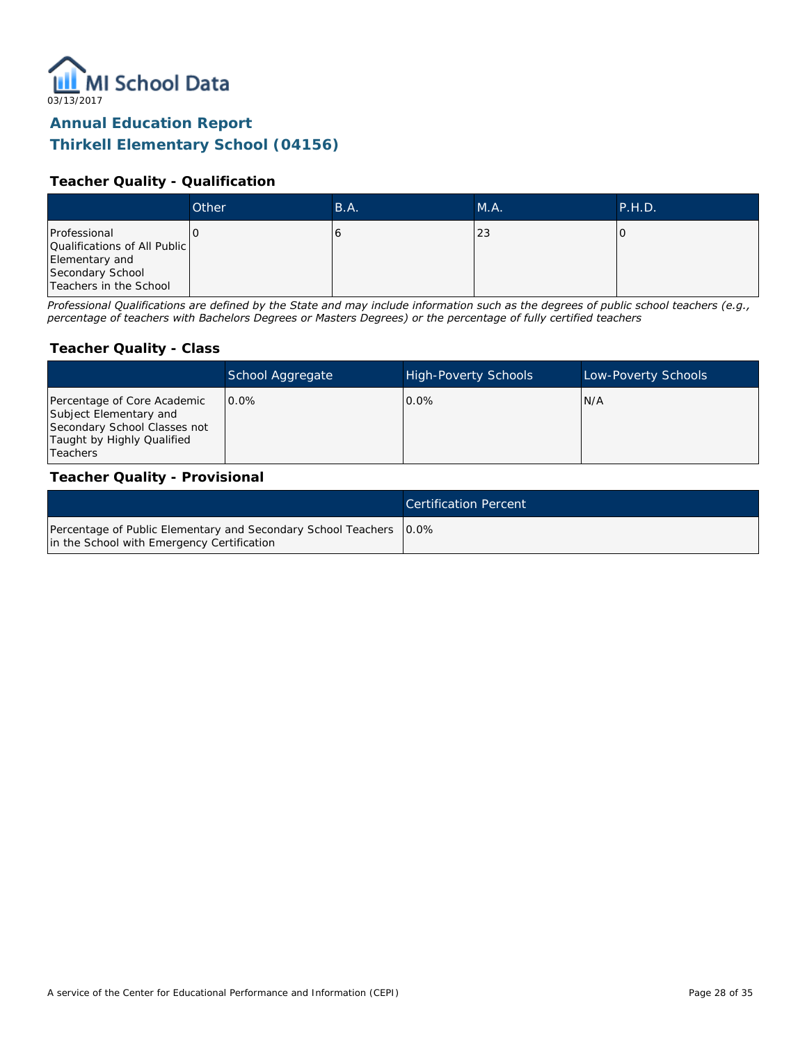03/13/2017

# Annual Education Report
# Thirkell Elementary School (04156)

### Teacher Quality - Qualification

| | Other | B.A. | M.A. | P.H.D. |
|---|---|---|---|---|
| Professional Qualifications of All Public Elementary and Secondary School Teachers in the School | 0 | 6 | 23 | 0 |

*Professional Qualifications are defined by the State and may include information such as the degrees of public school teachers (e.g., percentage of teachers with Bachelors Degrees or Masters Degrees) or the percentage of fully certified teachers*

### Teacher Quality - Class

| | School Aggregate | High-Poverty Schools | Low-Poverty Schools |
|---|---|---|---|
| Percentage of Core Academic Subject Elementary and Secondary School Classes not Taught by Highly Qualified Teachers | 0.0% | 0.0% | N/A |

### Teacher Quality - Provisional

| | Certification Percent |
|---|---|
| Percentage of Public Elementary and Secondary School Teachers in the School with Emergency Certification | 0.0% |

A service of the Center for Educational Performance and Information (CEPI)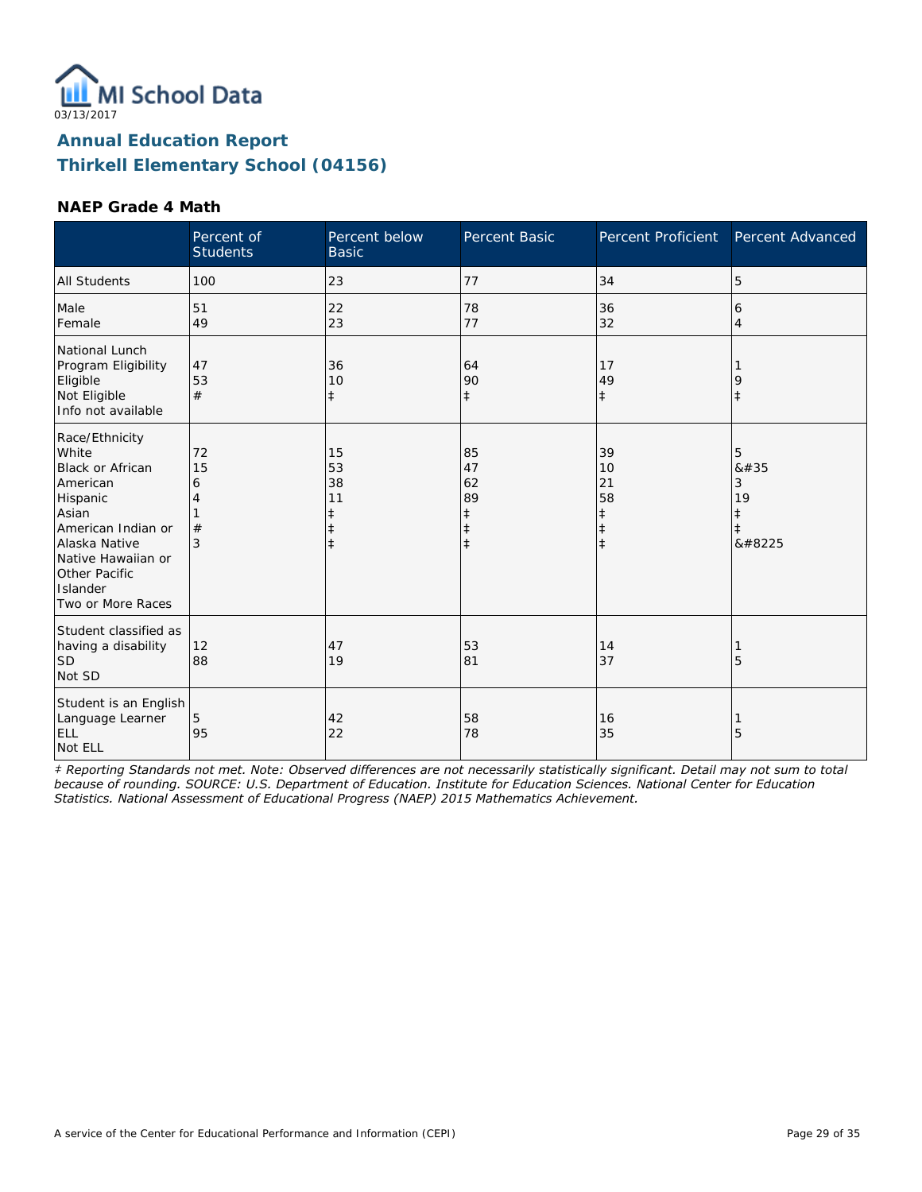MI School Data

03/13/2017

## Annual Education Report
## Thirkell Elementary School (04156)

### NAEP Grade 4 Math

| | Percent of Students | Percent below Basic | Percent Basic | Percent Proficient | Percent Advanced |
|---|---|---|---|---|---|
| All Students | 100 | 23 | 77 | 34 | 5 |
| Male | 51 | 22 | 78 | 36 | 6 |
| Female | 49 | 23 | 77 | 32 | 4 |
| National Lunch Program Eligibility | | | | | |
| Eligible | 47 | 36 | 64 | 17 | 1 |
| Not Eligible | 53 | 10 | 90 | 49 | 9 |
| Info not available | # | ‡ | ‡ | ‡ | ‡ |
| Race/Ethnicity | | | | | |
| White | 72 | 15 | 85 | 39 | 5 |
| Black or African American | 15 | 53 | 47 | 10 | &#35 |
| Hispanic | 6 | 38 | 62 | 21 | 3 |
| Asian | 4 | 11 | 89 | 58 | 19 |
| American Indian or Alaska Native | 1 | ‡ | ‡ | ‡ | ‡ |
| Native Hawaiian or Other Pacific Islander | # | ‡ | ‡ | ‡ | ‡ |
| Two or More Races | 3 | ‡ | ‡ | ‡ | &#8225 |
| Student classified as having a disability | | | | | |
| SD | 12 | 47 | 53 | 14 | 1 |
| Not SD | 88 | 19 | 81 | 37 | 5 |
| Student is an English Language Learner | | | | | |
| ELL | 5 | 42 | 58 | 16 | 1 |
| Not ELL | 95 | 22 | 78 | 35 | 5 |

*‡ Reporting Standards not met. Note: Observed differences are not necessarily statistically significant. Detail may not sum to total because of rounding. SOURCE: U.S. Department of Education. Institute for Education Sciences. National Center for Education Statistics. National Assessment of Educational Progress (NAEP) 2015 Mathematics Achievement.*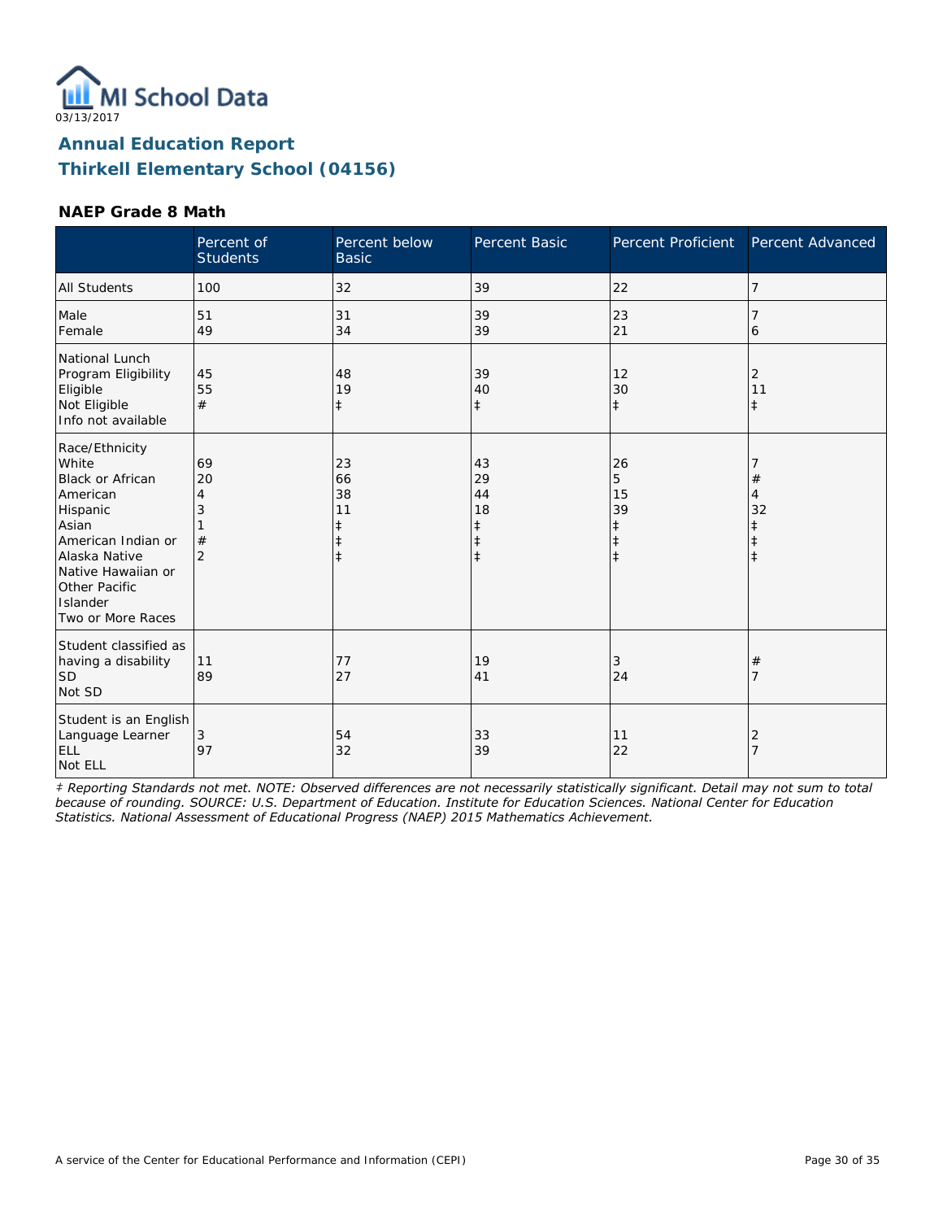03/13/2017

# Annual Education Report
## Thirkell Elementary School (04156)

### NAEP Grade 8 Math

| | Percent of Students | Percent below Basic | Percent Basic | Percent Proficient | Percent Advanced |
|---|---|---|---|---|---|
| All Students | 100 | 32 | 39 | 22 | 7 |
| Male | 51 | 31 | 39 | 23 | 7 |
| Female | 49 | 34 | 39 | 21 | 6 |
| **National Lunch Program Eligibility** | | | | | |
| Eligible | 45 | 48 | 39 | 12 | 2 |
| Not Eligible | 55 | 19 | 40 | 30 | 11 |
| Info not available | # | ‡ | ‡ | ‡ | ‡ |
| **Race/Ethnicity** | | | | | |
| White | 69 | 23 | 43 | 26 | 7 |
| Black or African American | 20 | 66 | 29 | 5 | # |
| Hispanic | 4 | 38 | 44 | 15 | 4 |
| Asian | 3 | 11 | 18 | 39 | 32 |
| American Indian or Alaska Native | 1 | ‡ | ‡ | ‡ | ‡ |
| Native Hawaiian or Other Pacific Islander | # | ‡ | ‡ | ‡ | ‡ |
| Two or More Races | 2 | ‡ | ‡ | ‡ | ‡ |
| **Student classified as having a disability** | | | | | |
| SD | 11 | 77 | 19 | 3 | # |
| Not SD | 89 | 27 | 41 | 24 | 7 |
| **Student is an English Language Learner** | | | | | |
| ELL | 3 | 54 | 33 | 11 | 2 |
| Not ELL | 97 | 32 | 39 | 22 | 7 |

*‡ Reporting Standards not met. NOTE: Observed differences are not necessarily statistically significant. Detail may not sum to total because of rounding. SOURCE: U.S. Department of Education. Institute for Education Sciences. National Center for Education Statistics. National Assessment of Educational Progress (NAEP) 2015 Mathematics Achievement.*

A service of the Center for Educational Performance and Information (CEPI)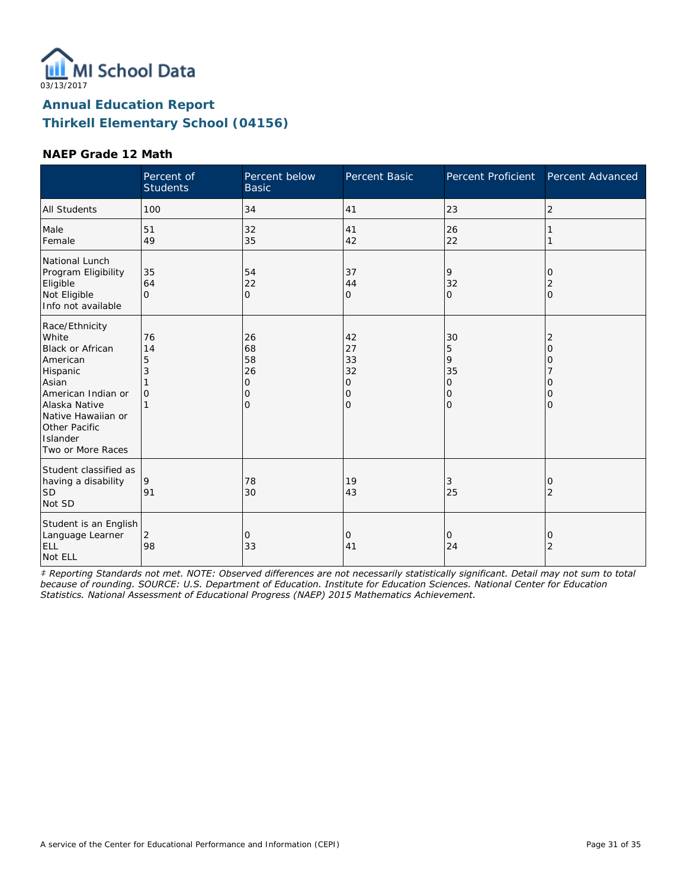03/13/2017

# Annual Education Report
## Thirkell Elementary School (04156)

### NAEP Grade 12 Math

| | Percent of Students | Percent below Basic | Percent Basic | Percent Proficient | Percent Advanced |
|---|---|---|---|---|---|
| All Students | 100 | 34 | 41 | 23 | 2 |
| Male | 51 | 32 | 41 | 26 | 1 |
| Female | 49 | 35 | 42 | 22 | 1 |
| **National Lunch Program Eligibility** | | | | | |
| Eligible | 35 | 54 | 37 | 9 | 0 |
| Not Eligible | 64 | 22 | 44 | 32 | 2 |
| Info not available | 0 | 0 | 0 | 0 | 0 |
| **Race/Ethnicity** | | | | | |
| White | 76 | 26 | 42 | 30 | 2 |
| Black or African American | 14 | 68 | 27 | 5 | 0 |
| Hispanic | 5 | 58 | 33 | 9 | 0 |
| Asian | 3 | 26 | 32 | 35 | 7 |
| American Indian or Alaska Native | 1 | 0 | 0 | 0 | 0 |
| Native Hawaiian or Other Pacific Islander | 0 | 0 | 0 | 0 | 0 |
| Two or More Races | 1 | 0 | 0 | 0 | 0 |
| **Student classified as having a disability** | | | | | |
| SD | 9 | 78 | 19 | 3 | 0 |
| Not SD | 91 | 30 | 43 | 25 | 2 |
| **Student is an English Language Learner** | | | | | |
| ELL | 2 | 0 | 0 | 0 | 0 |
| Not ELL | 98 | 33 | 41 | 24 | 2 |

*‡ Reporting Standards not met. NOTE: Observed differences are not necessarily statistically significant. Detail may not sum to total because of rounding. SOURCE: U.S. Department of Education. Institute for Education Sciences. National Center for Education Statistics. National Assessment of Educational Progress (NAEP) 2015 Mathematics Achievement.*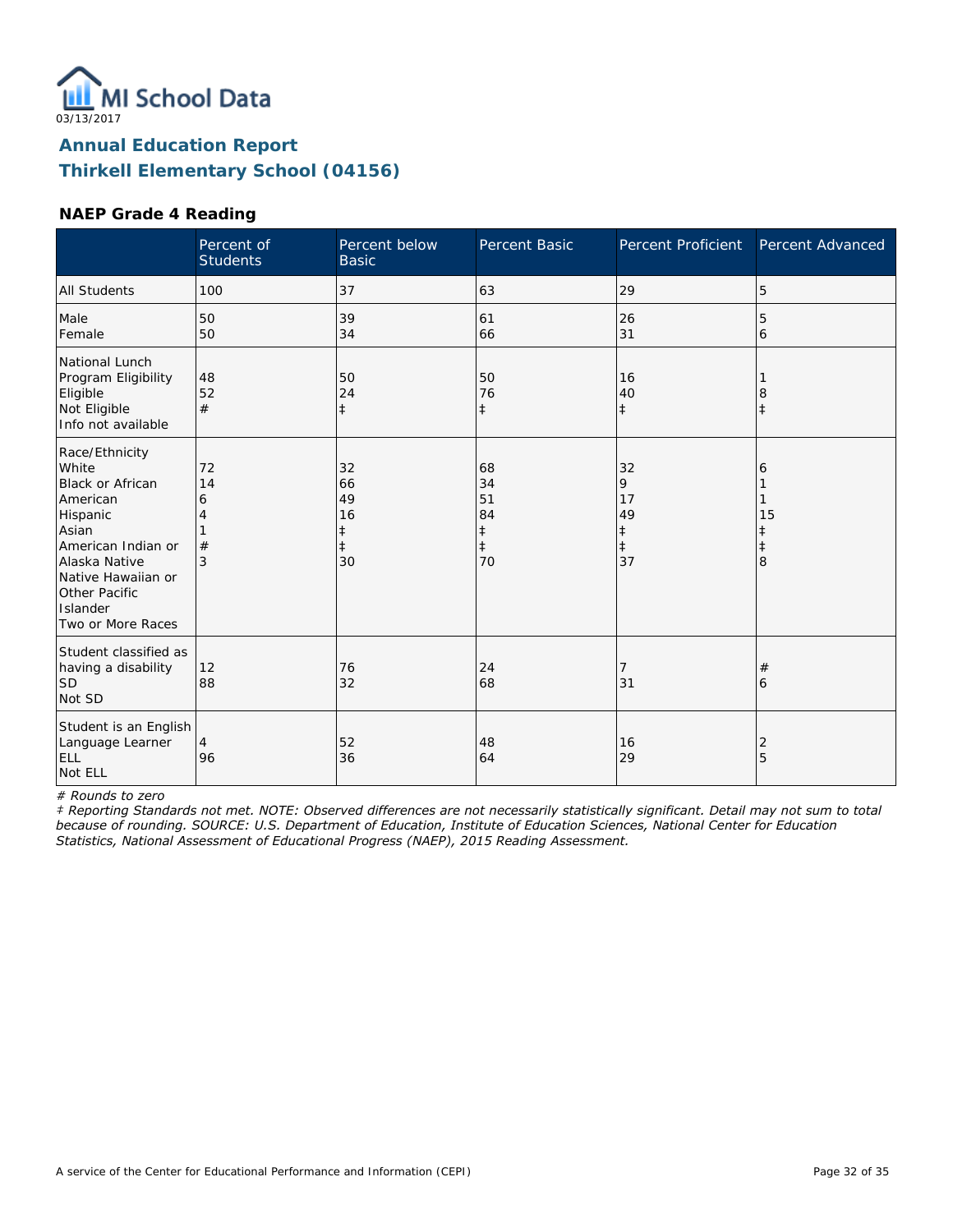MI School Data
03/13/2017

## Annual Education Report
## Thirkell Elementary School (04156)

### NAEP Grade 4 Reading

| | Percent of Students | Percent below Basic | Percent Basic | Percent Proficient | Percent Advanced |
|---|---|---|---|---|---|
| All Students | 100 | 37 | 63 | 29 | 5 |
| Male | 50 | 39 | 61 | 26 | 5 |
| Female | 50 | 34 | 66 | 31 | 6 |
| National Lunch Program Eligibility | | | | | |
| Eligible | 48 | 50 | 50 | 16 | 1 |
| Not Eligible | 52 | 24 | 76 | 40 | 8 |
| Info not available | # | ‡ | ‡ | ‡ | ‡ |
| Race/Ethnicity | | | | | |
| White | 72 | 32 | 68 | 32 | 6 |
| Black or African American | 14 | 66 | 34 | 9 | 1 |
| Hispanic | 6 | 49 | 51 | 17 | 1 |
| Asian | 4 | 16 | 84 | 49 | 15 |
| American Indian or Alaska Native | 1 | ‡ | ‡ | ‡ | ‡ |
| Native Hawaiian or Other Pacific Islander | # | ‡ | ‡ | ‡ | ‡ |
| Two or More Races | 3 | 30 | 70 | 37 | 8 |
| Student classified as having a disability | | | | | |
| SD | 12 | 76 | 24 | 7 | # |
| Not SD | 88 | 32 | 68 | 31 | 6 |
| Student is an English Language Learner | | | | | |
| ELL | 4 | 52 | 48 | 16 | 2 |
| Not ELL | 96 | 36 | 64 | 29 | 5 |

*# Rounds to zero*

*‡ Reporting Standards not met. NOTE: Observed differences are not necessarily statistically significant. Detail may not sum to total because of rounding. SOURCE: U.S. Department of Education, Institute of Education Sciences, National Center for Education Statistics, National Assessment of Educational Progress (NAEP), 2015 Reading Assessment.*

A service of the Center for Educational Performance and Information (CEPI)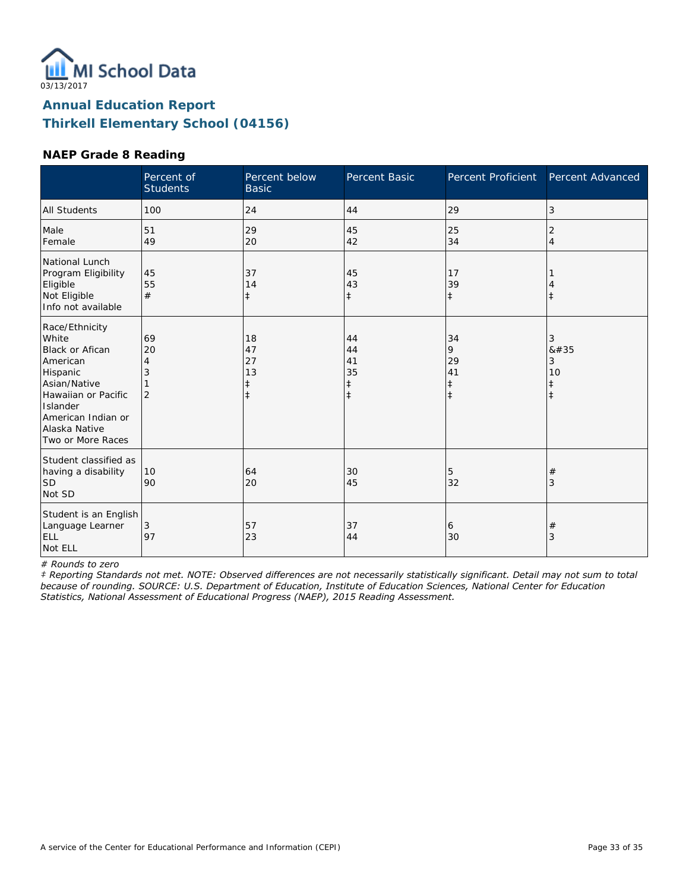03/13/2017

# Annual Education Report
# Thirkell Elementary School (04156)

### NAEP Grade 8 Reading

| | Percent of Students | Percent below Basic | Percent Basic | Percent Proficient | Percent Advanced |
|---|---|---|---|---|---|
| All Students | 100 | 24 | 44 | 29 | 3 |
| Male | 51 | 29 | 45 | 25 | 2 |
| Female | 49 | 20 | 42 | 34 | 4 |
| National Lunch Program Eligibility | | | | | |
| Eligible | 45 | 37 | 45 | 17 | 1 |
| Not Eligible | 55 | 14 | 43 | 39 | 4 |
| Info not available | # | ‡ | ‡ | ‡ | ‡ |
| Race/Ethnicity | | | | | |
| White | 69 | 18 | 44 | 34 | 3 |
| Black or Afican American | 20 | 47 | 44 | 9 | &#35 |
| Hispanic | 4 | 27 | 41 | 29 | 3 |
| Asian/Native Hawaiian or Pacific Islander | 3 | 13 | 35 | 41 | 10 |
| American Indian or Alaska Native | 1 | ‡ | ‡ | ‡ | ‡ |
| Two or More Races | 2 | ‡ | ‡ | ‡ | ‡ |
| Student classified as having a disability | | | | | |
| SD | 10 | 64 | 30 | 5 | # |
| Not SD | 90 | 20 | 45 | 32 | 3 |
| Student is an English Language Learner | | | | | |
| ELL | 3 | 57 | 37 | 6 | # |
| Not ELL | 97 | 23 | 44 | 30 | 3 |

*# Rounds to zero*

*‡ Reporting Standards not met. NOTE: Observed differences are not necessarily statistically significant. Detail may not sum to total because of rounding. SOURCE: U.S. Department of Education, Institute of Education Sciences, National Center for Education Statistics, National Assessment of Educational Progress (NAEP), 2015 Reading Assessment.*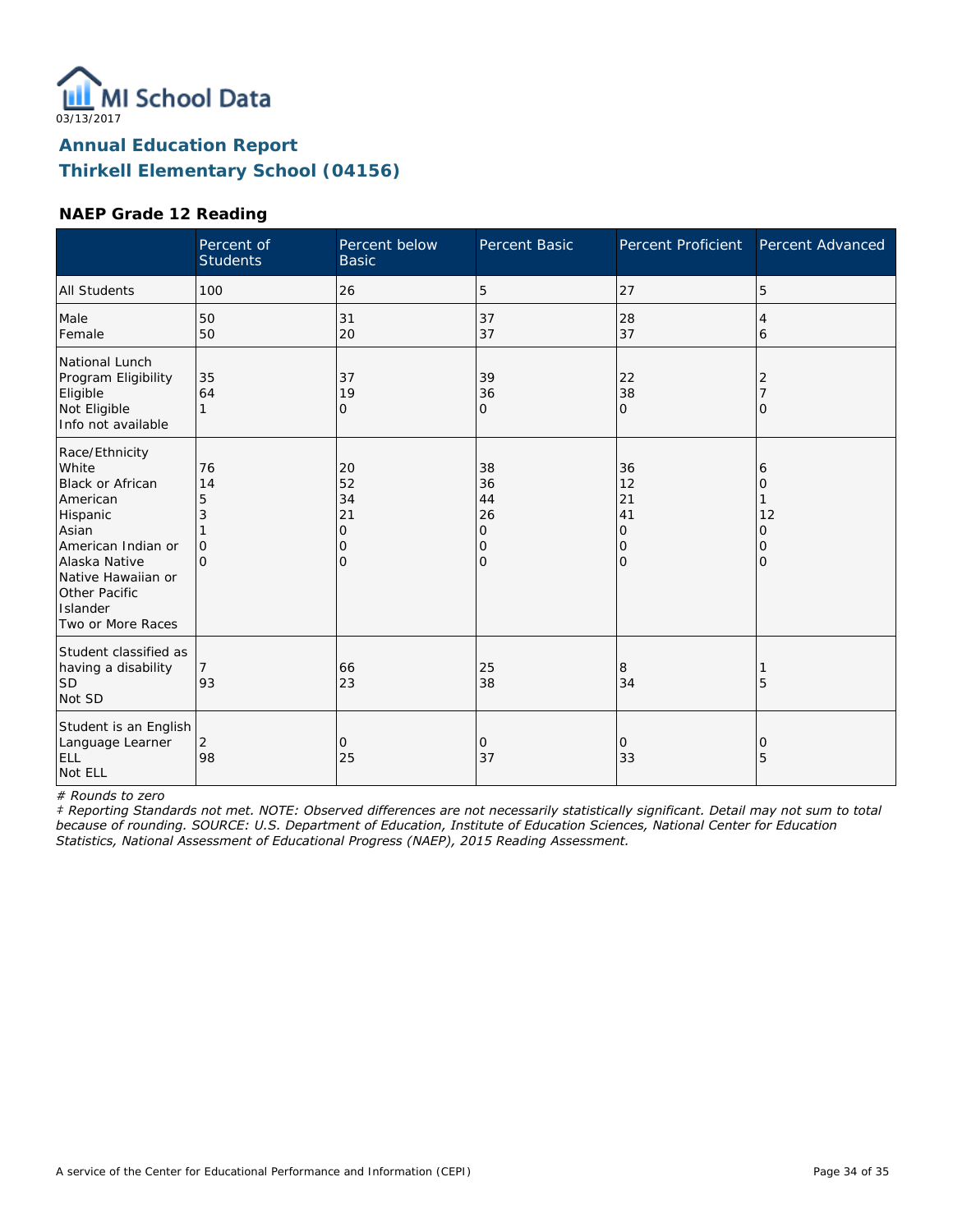03/13/2017

# Annual Education Report
# Thirkell Elementary School (04156)

### NAEP Grade 12 Reading

| | Percent of Students | Percent below Basic | Percent Basic | Percent Proficient | Percent Advanced |
|---|---|---|---|---|---|
| All Students | 100 | 26 | 5 | 27 | 5 |
| Male | 50 | 31 | 37 | 28 | 4 |
| Female | 50 | 20 | 37 | 37 | 6 |
| National Lunch Program Eligibility | | | | | |
| Eligible | 35 | 37 | 39 | 22 | 2 |
| Not Eligible | 64 | 19 | 36 | 38 | 7 |
| Info not available | 1 | 0 | 0 | 0 | 0 |
| Race/Ethnicity | | | | | |
| White | 76 | 20 | 38 | 36 | 6 |
| Black or African American | 14 | 52 | 36 | 12 | 0 |
| Hispanic | 5 | 34 | 44 | 21 | 1 |
| Asian | 3 | 21 | 26 | 41 | 12 |
| American Indian or Alaska Native | 1 | 0 | 0 | 0 | 0 |
| Native Hawaiian or Other Pacific Islander | 0 | 0 | 0 | 0 | 0 |
| Two or More Races | 0 | 0 | 0 | 0 | 0 |
| Student classified as having a disability | | | | | |
| SD | 7 | 66 | 25 | 8 | 1 |
| Not SD | 93 | 23 | 38 | 34 | 5 |
| Student is an English Language Learner | | | | | |
| ELL | 2 | 0 | 0 | 0 | 0 |
| Not ELL | 98 | 25 | 37 | 33 | 5 |

*# Rounds to zero*

*‡ Reporting Standards not met. NOTE: Observed differences are not necessarily statistically significant. Detail may not sum to total because of rounding. SOURCE: U.S. Department of Education, Institute of Education Sciences, National Center for Education Statistics, National Assessment of Educational Progress (NAEP), 2015 Reading Assessment.*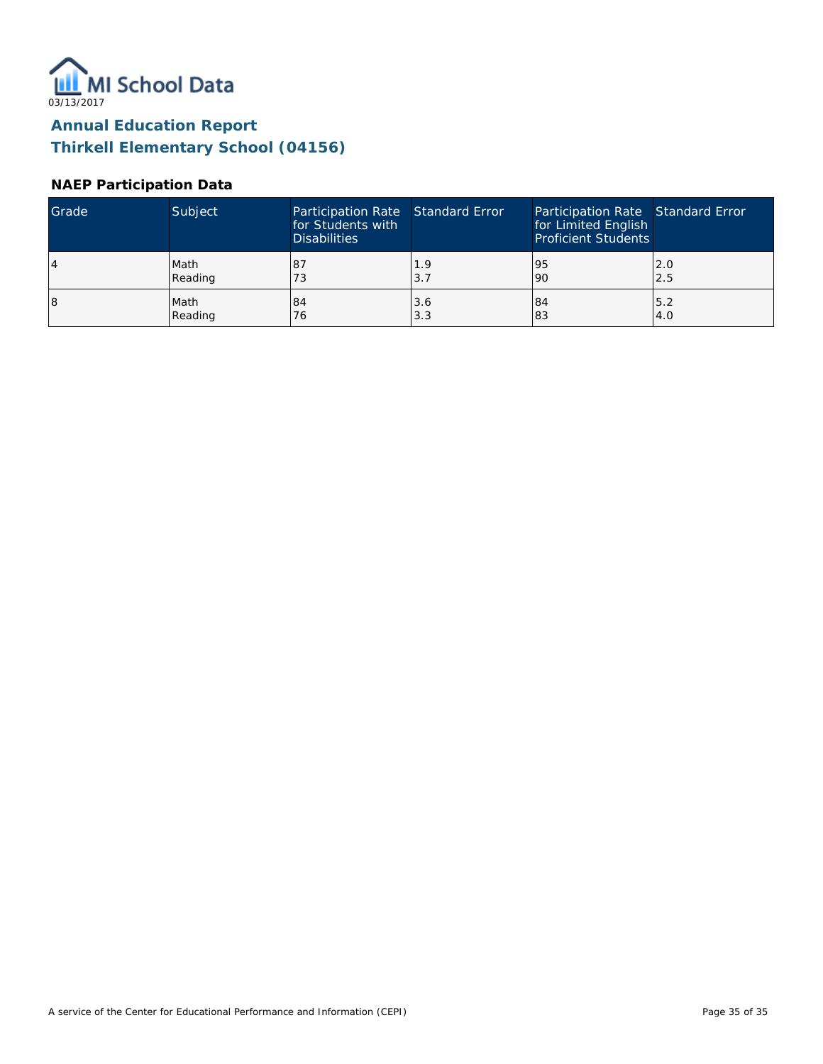03/13/2017

## Annual Education Report
## Thirkell Elementary School (04156)

### NAEP Participation Data

| Grade | Subject | Participation Rate for Students with Disabilities | Standard Error | Participation Rate for Limited English Proficient Students | Standard Error |
|---|---|---|---|---|---|
| 4 | Math<br>Reading | 87<br>73 | 1.9<br>3.7 | 95<br>90 | 2.0<br>2.5 |
| 8 | Math<br>Reading | 84<br>76 | 3.6<br>3.3 | 84<br>83 | 5.2<br>4.0 |